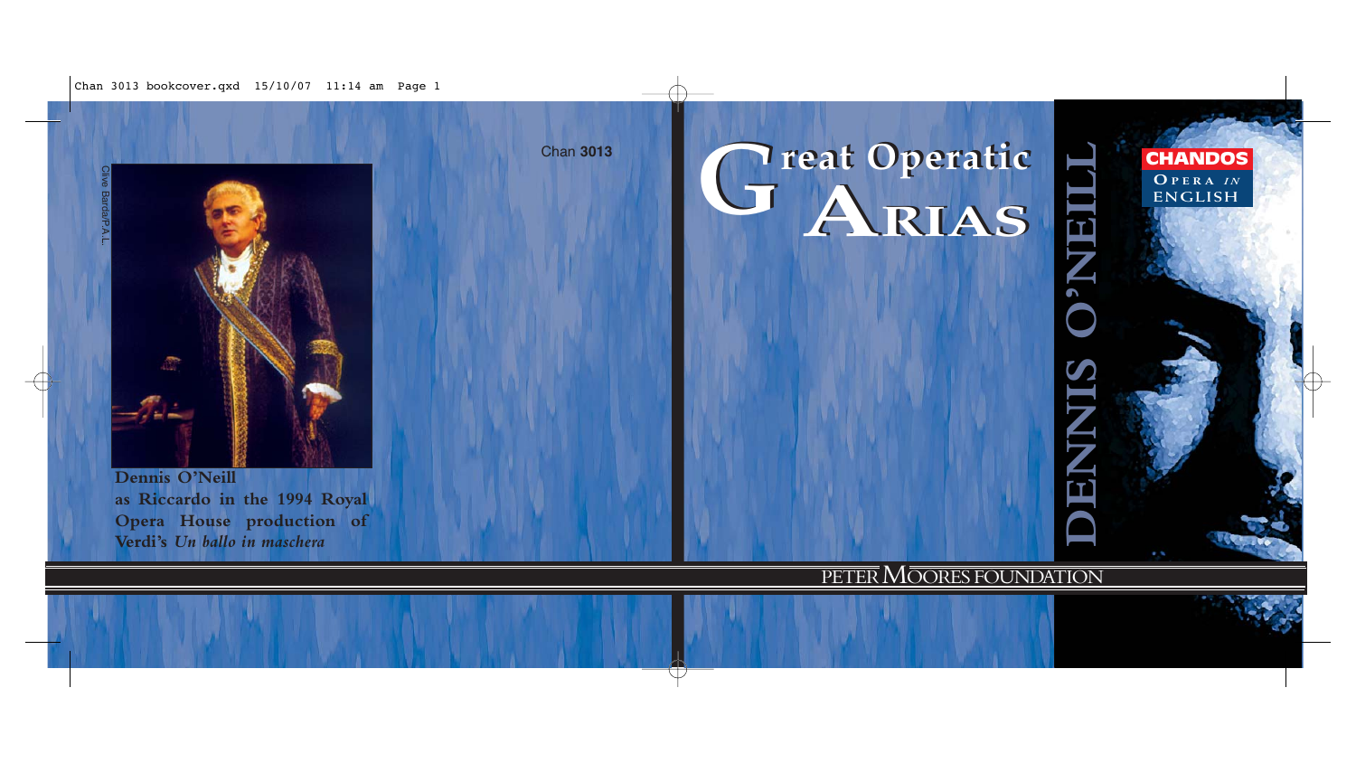Chan 3013

Clive Barda/P.A.L.

**Dennis O'Neill as Riccardo in the 1994 Royal Opera House production of Verdi's *Un ballo in maschera***

# Great Operatic Arias

## DENNIS O'NEILL

CHANDOS
OPERA *IN* ENGLISH

PETER MOORES FOUNDATION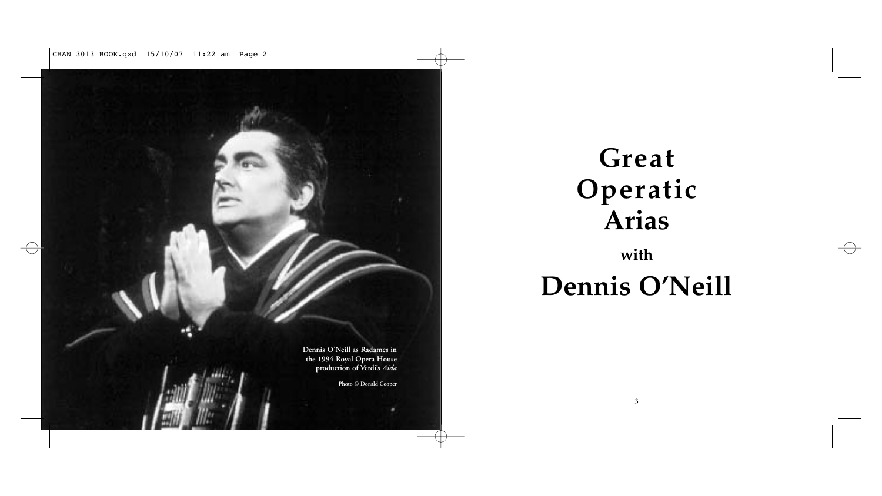Dennis O'Neill as Radames in the 1994 Royal Opera House production of Verdi's *Aida*

Photo © Donald Cooper

# Great Operatic Arias

## with

# Dennis O'Neill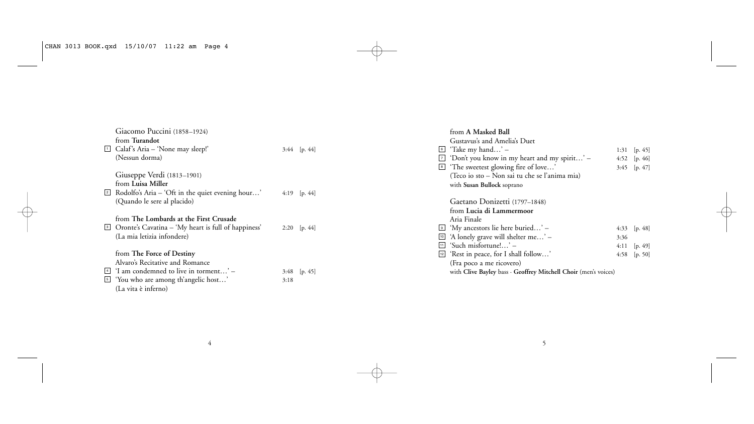Giuseppe Puccini (1858–1924)

from **Turandot**

1 Calaf's Aria – 'None may sleep!' 3:44 [p. 44]
(Nessun dorma)

Giuseppe Verdi (1813–1901)

from **Luisa Miller**

2 Rodolfo's Aria – 'Oft in the quiet evening hour…' 4:19 [p. 44]
(Quando le sere al placido)

from **The Lombards at the First Crusade**

3 Oronte's Cavatina – 'My heart is full of happiness' 2:20 [p. 44]
(La mia letizia infondere)

from **The Force of Destiny**

Alvaro's Recitative and Romance

4 'I am condemned to live in torment…' – 3:48 [p. 45]
5 'You who are among th'angelic host…' 3:18
(La vita è inferno)

from **A Masked Ball**

Gustavus's and Amelia's Duet

6 'Take my hand…' – 1:31 [p. 45]
7 'Don't you know in my heart and my spirit…' – 4:52 [p. 46]
8 'The sweetest glowing fire of love…' 3:45 [p. 47]
(Teco io sto – Non sai tu che se l'anima mia)
with **Susan Bullock** soprano

Gaetano Donizetti (1797–1848)

from **Lucia di Lammermoor**

Aria Finale

9 'My ancestors lie here buried…' – 4:33 [p. 48]
10 'A lonely grave will shelter me…' – 3:36
11 'Such misfortune!…' – 4:11 [p. 49]
12 'Rest in peace, for I shall follow…' 4:58 [p. 50]
(Fra poco a me ricovero)
with **Clive Bayley** bass · **Geoffrey Mitchell Choir** (men's voices)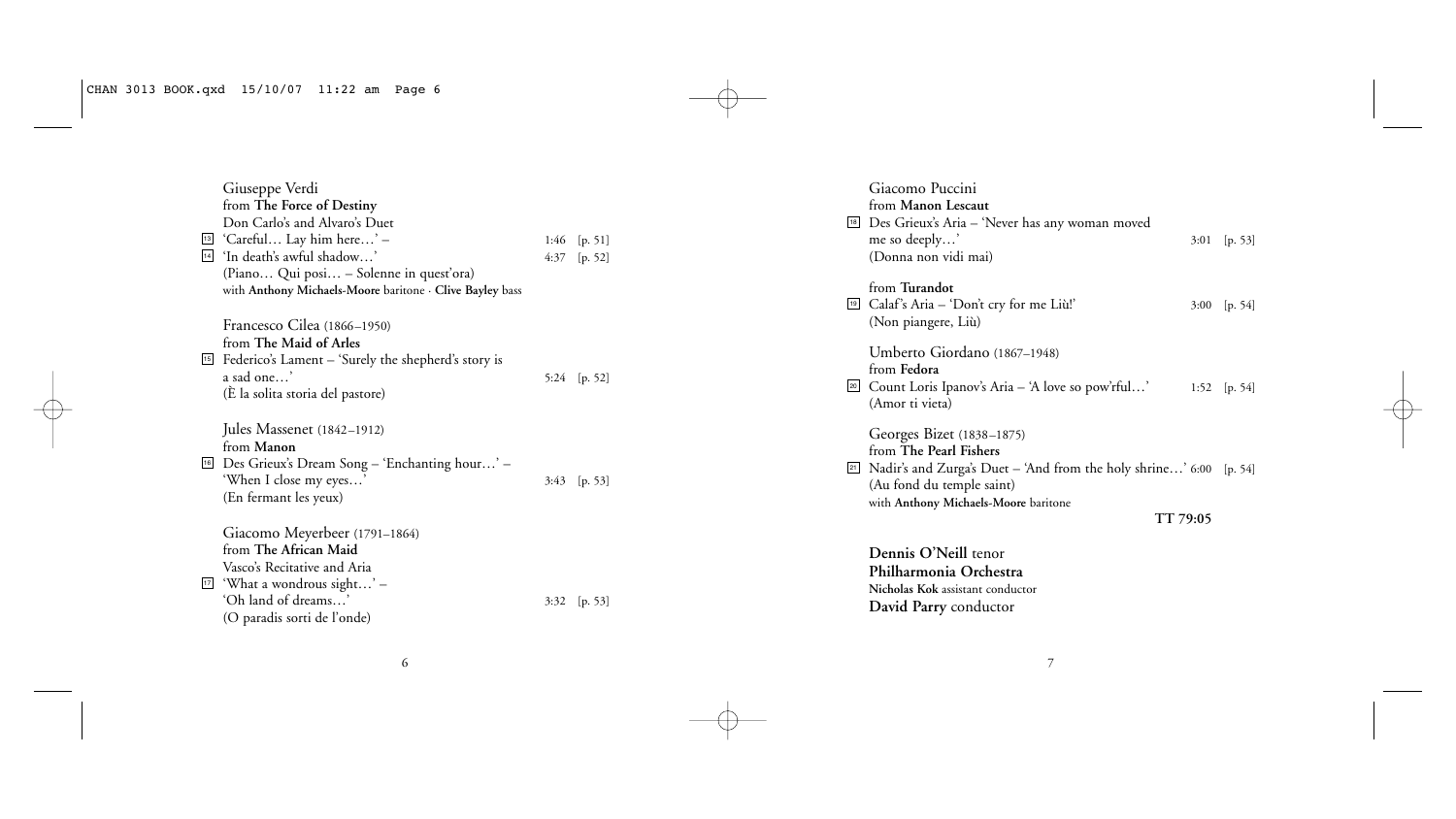Giuseppe Verdi
from **The Force of Destiny**
Don Carlo's and Alvaro's Duet

13 'Careful… Lay him here…' – 1:46 [p. 51]
14 'In death's awful shadow…' 4:37 [p. 52]
(Piano… Qui posi… – Solenne in quest'ora)
with **Anthony Michaels-Moore** baritone · **Clive Bayley** bass

Francesco Cilea (1866–1950)
from **The Maid of Arles**

15 Federico's Lament – 'Surely the shepherd's story is a sad one…' 5:24 [p. 52]
(È la solita storia del pastore)

Jules Massenet (1842–1912)
from **Manon**

16 Des Grieux's Dream Song – 'Enchanting hour…' – 'When I close my eyes…' 3:43 [p. 53]
(En fermant les yeux)

Giacomo Meyerbeer (1791–1864)
from **The African Maid**
Vasco's Recitative and Aria

17 'What a wondrous sight…' – 'Oh land of dreams…' 3:32 [p. 53]
(O paradis sorti de l'onde)

Giacomo Puccini
from **Manon Lescaut**

18 Des Grieux's Aria – 'Never has any woman moved me so deeply…' 3:01 [p. 53]
(Donna non vidi mai)

from **Turandot**

19 Calaf's Aria – 'Don't cry for me Liù!' 3:00 [p. 54]
(Non piangere, Liù)

Umberto Giordano (1867–1948)
from **Fedora**

20 Count Loris Ipanov's Aria – 'A love so pow'rful…' 1:52 [p. 54]
(Amor ti vieta)

Georges Bizet (1838–1875)
from **The Pearl Fishers**

21 Nadir's and Zurga's Duet – 'And from the holy shrine…' 6:00 [p. 54]
(Au fond du temple saint)
with **Anthony Michaels-Moore** baritone

**TT 79:05**

**Dennis O'Neill** tenor
**Philharmonia Orchestra**
**Nicholas Kok** assistant conductor
**David Parry** conductor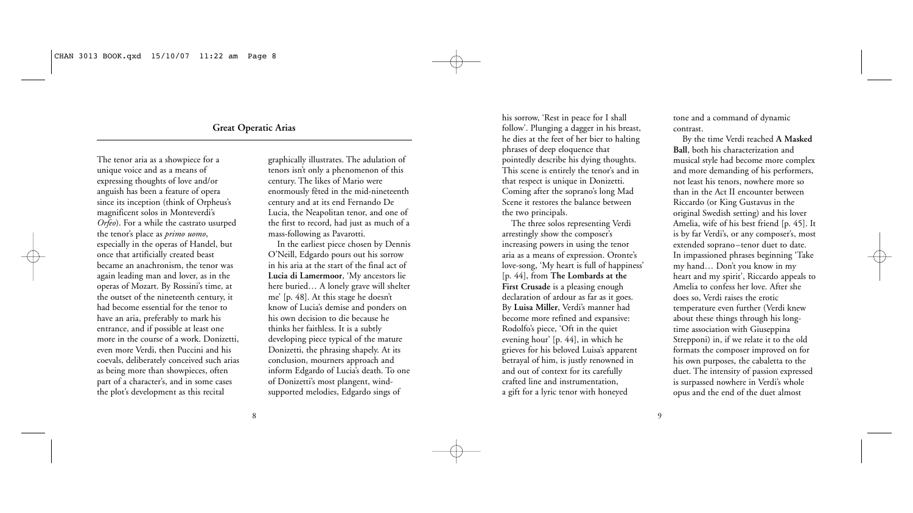## Great Operatic Arias

The tenor aria as a showpiece for a unique voice and as a means of expressing thoughts of love and/or anguish has been a feature of opera since its inception (think of Orpheus's magnificent solos in Monteverdi's *Orfeo*). For a while the castrato usurped the tenor's place as *primo uomo*, especially in the operas of Handel, but once that artificially created beast became an anachronism, the tenor was again leading man and lover, as in the operas of Mozart. By Rossini's time, at the outset of the nineteenth century, it had become essential for the tenor to have an aria, preferably to mark his entrance, and if possible at least one more in the course of a work. Donizetti, even more Verdi, then Puccini and his coevals, deliberately conceived such arias as being more than showpieces, often part of a character's, and in some cases the plot's development as this recital graphically illustrates. The adulation of tenors isn't only a phenomenon of this century. The likes of Mario were enormously fêted in the mid-nineteenth century and at its end Fernando De Lucia, the Neapolitan tenor, and one of the first to record, had just as much of a mass-following as Pavarotti.

In the earliest piece chosen by Dennis O'Neill, Edgardo pours out his sorrow in his aria at the start of the final act of **Lucia di Lamermoor**, 'My ancestors lie here buried… A lonely grave will shelter me' [p. 48]. At this stage he doesn't know of Lucia's demise and ponders on his own decision to die because he thinks her faithless. It is a subtly developing piece typical of the mature Donizetti, the phrasing shapely. At its conclusion, mourners approach and inform Edgardo of Lucia's death. To one of Donizetti's most plangent, wind-supported melodies, Edgardo sings of his sorrow, 'Rest in peace for I shall follow'. Plunging a dagger in his breast, he dies at the feet of her bier to halting phrases of deep eloquence that pointedly describe his dying thoughts. This scene is entirely the tenor's and in that respect is unique in Donizetti. Coming after the soprano's long Mad Scene it restores the balance between the two principals.

The three solos representing Verdi arrestingly show the composer's increasing powers in using the tenor aria as a means of expression. Oronte's love-song, 'My heart is full of happiness' [p. 44], from **The Lombards at the First Crusade** is a pleasing enough declaration of ardour as far as it goes. By **Luisa Miller**, Verdi's manner had become more refined and expansive: Rodolfo's piece, 'Oft in the quiet evening hour' [p. 44], in which he grieves for his beloved Luisa's apparent betrayal of him, is justly renowned in and out of context for its carefully crafted line and instrumentation, a gift for a lyric tenor with honeyed tone and a command of dynamic contrast.

By the time Verdi reached **A Masked Ball**, both his characterization and musical style had become more complex and more demanding of his performers, not least his tenors, nowhere more so than in the Act II encounter between Riccardo (or King Gustavus in the original Swedish setting) and his lover Amelia, wife of his best friend [p. 45]. It is by far Verdi's, or any composer's, most extended soprano–tenor duet to date. In impassioned phrases beginning 'Take my hand… Don't you know in my heart and my spirit', Riccardo appeals to Amelia to confess her love. After she does so, Verdi raises the erotic temperature even further (Verdi knew about these things through his long-time association with Giuseppina Strepponi) in, if we relate it to the old formats the composer improved on for his own purposes, the cabaletta to the duet. The intensity of passion expressed is surpassed nowhere in Verdi's whole opus and the end of the duet almost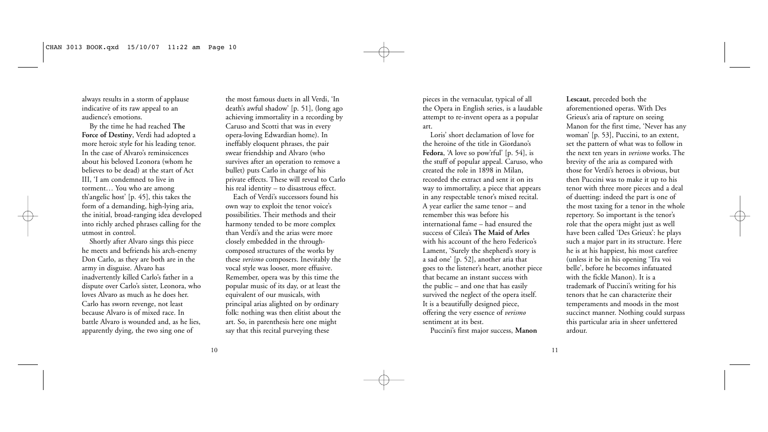always results in a storm of applause indicative of its raw appeal to an audience's emotions.

By the time he had reached **The Force of Destiny**, Verdi had adopted a more heroic style for his leading tenor. In the case of Alvaro's reminiscences about his beloved Leonora (whom he believes to be dead) at the start of Act III, 'I am condemned to live in torment… You who are among th'angelic host' [p. 45], this takes the form of a demanding, high-lying aria, the initial, broad-ranging idea developed into richly arched phrases calling for the utmost in control.

Shortly after Alvaro sings this piece he meets and befriends his arch-enemy Don Carlo, as they are both are in the army in disguise. Alvaro has inadvertently killed Carlo's father in a dispute over Carlo's sister, Leonora, who loves Alvaro as much as he does her. Carlo has sworn revenge, not least because Alvaro is of mixed race. In battle Alvaro is wounded and, as he lies, apparently dying, the two sing one of the most famous duets in all Verdi, 'In death's awful shadow' [p. 51], (long ago achieving immortality in a recording by Caruso and Scotti that was in every opera-loving Edwardian home). In ineffably eloquent phrases, the pair swear friendship and Alvaro (who survives after an operation to remove a bullet) puts Carlo in charge of his private effects. These will reveal to Carlo his real identity – to disastrous effect.

Each of Verdi's successors found his own way to exploit the tenor voice's possibilities. Their methods and their harmony tended to be more complex than Verdi's and the arias were more closely embedded in the through-composed structures of the works by these *verismo* composers. Inevitably the vocal style was looser, more effusive. Remember, opera was by this time the popular music of its day, or at least the equivalent of our musicals, with principal arias alighted on by ordinary folk: nothing was then elitist about the art. So, in parenthesis here one might say that this recital purveying these pieces in the vernacular, typical of all the Opera in English series, is a laudable attempt to re-invent opera as a popular art.

Loris' short declamation of love for the heroine of the title in Giordano's **Fedora**, 'A love so pow'rful' [p. 54], is the stuff of popular appeal. Caruso, who created the role in 1898 in Milan, recorded the extract and sent it on its way to immortality, a piece that appears in any respectable tenor's mixed recital. A year earlier the same tenor – and remember this was before his international fame – had ensured the success of Cilea's **The Maid of Arles** with his account of the hero Federico's Lament, 'Surely the shepherd's story is a sad one' [p. 52], another aria that goes to the listener's heart, another piece that became an instant success with the public – and one that has easily survived the neglect of the opera itself. It is a beautifully designed piece, offering the very essence of *verismo* sentiment at its best.

Puccini's first major success, **Manon Lescaut**, preceded both the aforementioned operas. With Des Grieux's aria of rapture on seeing Manon for the first time, 'Never has any woman' [p. 53], Puccini, to an extent, set the pattern of what was to follow in the next ten years in *verismo* works. The brevity of the aria as compared with those for Verdi's heroes is obvious, but then Puccini was to make it up to his tenor with three more pieces and a deal of duetting: indeed the part is one of the most taxing for a tenor in the whole repertory. So important is the tenor's role that the opera might just as well have been called 'Des Grieux': he plays such a major part in its structure. Here he is at his happiest, his most carefree (unless it be in his opening 'Tra voi belle', before he becomes infatuated with the fickle Manon). It is a trademark of Puccini's writing for his tenors that he can characterize their temperaments and moods in the most succinct manner. Nothing could surpass this particular aria in sheer unfettered ardour.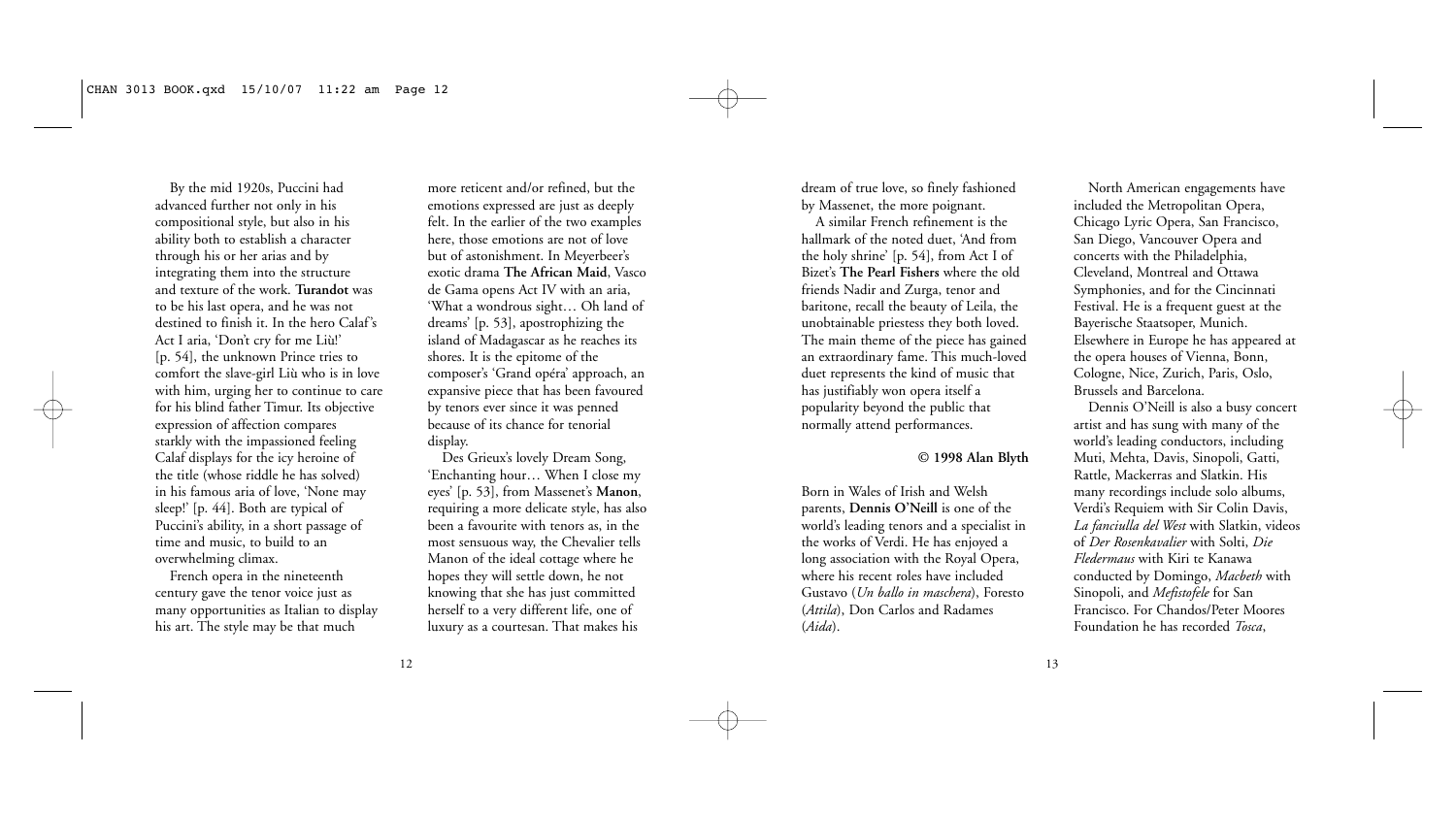By the mid 1920s, Puccini had advanced further not only in his compositional style, but also in his ability both to establish a character through his or her arias and by integrating them into the structure and texture of the work. **Turandot** was to be his last opera, and he was not destined to finish it. In the hero Calaf's Act I aria, 'Don't cry for me Liù!' [p. 54], the unknown Prince tries to comfort the slave-girl Liù who is in love with him, urging her to continue to care for his blind father Timur. Its objective expression of affection compares starkly with the impassioned feeling Calaf displays for the icy heroine of the title (whose riddle he has solved) in his famous aria of love, 'None may sleep!' [p. 44]. Both are typical of Puccini's ability, in a short passage of time and music, to build to an overwhelming climax.

French opera in the nineteenth century gave the tenor voice just as many opportunities as Italian to display his art. The style may be that much more reticent and/or refined, but the emotions expressed are just as deeply felt. In the earlier of the two examples here, those emotions are not of love but of astonishment. In Meyerbeer's exotic drama **The African Maid**, Vasco de Gama opens Act IV with an aria, 'What a wondrous sight… Oh land of dreams' [p. 53], apostrophizing the island of Madagascar as he reaches its shores. It is the epitome of the composer's 'Grand opéra' approach, an expansive piece that has been favoured by tenors ever since it was penned because of its chance for tenorial display.

Des Grieux's lovely Dream Song, 'Enchanting hour… When I close my eyes' [p. 53], from Massenet's **Manon**, requiring a more delicate style, has also been a favourite with tenors as, in the most sensuous way, the Chevalier tells Manon of the ideal cottage where he hopes they will settle down, he not knowing that she has just committed herself to a very different life, one of luxury as a courtesan. That makes his dream of true love, so finely fashioned by Massenet, the more poignant.

A similar French refinement is the hallmark of the noted duet, 'And from the holy shrine' [p. 54], from Act I of Bizet's **The Pearl Fishers** where the old friends Nadir and Zurga, tenor and baritone, recall the beauty of Leila, the unobtainable priestess they both loved. The main theme of the piece has gained an extraordinary fame. This much-loved duet represents the kind of music that has justifiably won opera itself a popularity beyond the public that normally attend performances.

**© 1998 Alan Blyth**

Born in Wales of Irish and Welsh parents, **Dennis O'Neill** is one of the world's leading tenors and a specialist in the works of Verdi. He has enjoyed a long association with the Royal Opera, where his recent roles have included Gustavo (*Un ballo in maschera*), Foresto (*Attila*), Don Carlos and Radames (*Aida*).

North American engagements have included the Metropolitan Opera, Chicago Lyric Opera, San Francisco, San Diego, Vancouver Opera and concerts with the Philadelphia, Cleveland, Montreal and Ottawa Symphonies, and for the Cincinnati Festival. He is a frequent guest at the Bayerische Staatsoper, Munich. Elsewhere in Europe he has appeared at the opera houses of Vienna, Bonn, Cologne, Nice, Zurich, Paris, Oslo, Brussels and Barcelona.

Dennis O'Neill is also a busy concert artist and has sung with many of the world's leading conductors, including Muti, Mehta, Davis, Sinopoli, Gatti, Rattle, Mackerras and Slatkin. His many recordings include solo albums, Verdi's Requiem with Sir Colin Davis, *La fanciulla del West* with Slatkin, videos of *Der Rosenkavalier* with Solti, *Die Fledermaus* with Kiri te Kanawa conducted by Domingo, *Macbeth* with Sinopoli, and *Mefistofele* for San Francisco. For Chandos/Peter Moores Foundation he has recorded *Tosca*,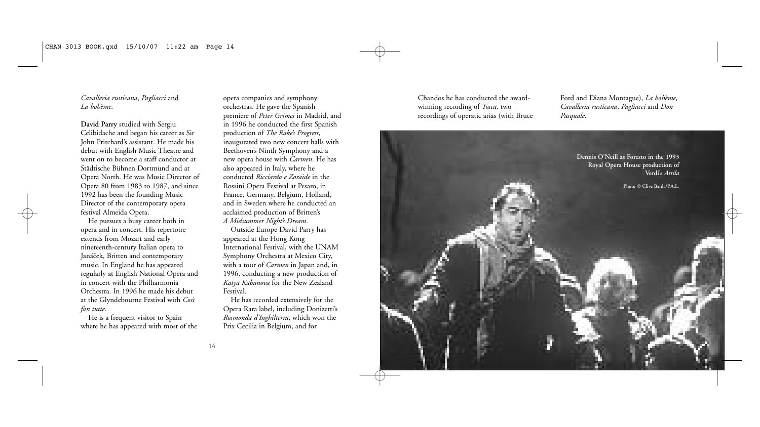*Cavalleria rusticana*, *Pagliacci* and *La bohème*.

**David Parry** studied with Sergiu Celibidache and began his career as Sir John Pritchard's assistant. He made his debut with English Music Theatre and went on to become a staff conductor at Städtische Bühnen Dortmund and at Opera North. He was Music Director of Opera 80 from 1983 to 1987, and since 1992 has been the founding Music Director of the contemporary opera festival Almeida Opera.

He pursues a busy career both in opera and in concert. His repertoire extends from Mozart and early nineteenth-century Italian opera to Janáček, Britten and contemporary music. In England he has appeared regularly at English National Opera and in concert with the Philharmonia Orchestra. In 1996 he made his debut at the Glyndebourne Festival with *Così fan tutte*.

He is a frequent visitor to Spain where he has appeared with most of the opera companies and symphony orchestras. He gave the Spanish premiere of *Peter Grimes* in Madrid, and in 1996 he conducted the first Spanish production of *The Rake's Progress*, inaugurated two new concert halls with Beethoven's Ninth Symphony and a new opera house with *Carmen*. He has also appeared in Italy, where he conducted *Ricciardo e Zoraide* in the Rossini Opera Festival at Pesaro, in France, Germany, Belgium, Holland, and in Sweden where he conducted an acclaimed production of Britten's *A Midsummer Night's Dream*.

Outside Europe David Parry has appeared at the Hong Kong International Festival, with the UNAM Symphony Orchestra at Mexico City, with a tour of *Carmen* in Japan and, in 1996, conducting a new production of *Katya Kabanova* for the New Zealand Festival.

He has recorded extensively for the Opera Rara label, including Donizetti's *Rosmonda d'Inghilterra*, which won the Prix Cecilia in Belgium, and for Chandos he has conducted the award-winning recording of *Tosca,* two recordings of operatic arias (with Bruce Ford and Diana Montague), *La bohème*, *Cavalleria rusticana*, *Pagliacci* and *Don Pasquale*.

**Dennis O'Neill as Foresto in the 1993 Royal Opera House production of Verdi's *Attila***

Photo © Clive Barda/P.A.L.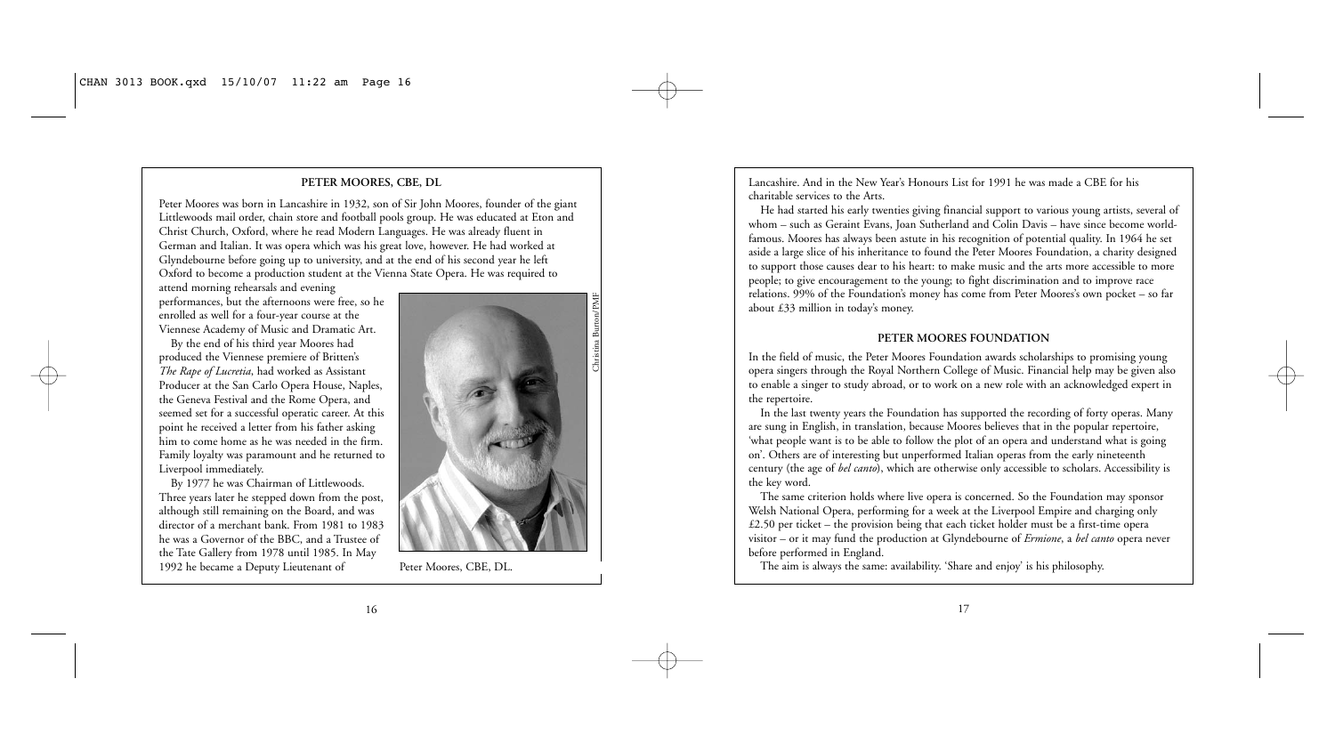## PETER MOORES, CBE, DL

Peter Moores was born in Lancashire in 1932, son of Sir John Moores, founder of the giant Littlewoods mail order, chain store and football pools group. He was educated at Eton and Christ Church, Oxford, where he read Modern Languages. He was already fluent in German and Italian. It was opera which was his great love, however. He had worked at Glyndebourne before going up to university, and at the end of his second year he left Oxford to become a production student at the Vienna State Opera. He was required to attend morning rehearsals and evening performances, but the afternoons were free, so he enrolled as well for a four-year course at the Viennese Academy of Music and Dramatic Art.

By the end of his third year Moores had produced the Viennese premiere of Britten's *The Rape of Lucretia*, had worked as Assistant Producer at the San Carlo Opera House, Naples, the Geneva Festival and the Rome Opera, and seemed set for a successful operatic career. At this point he received a letter from his father asking him to come home as he was needed in the firm. Family loyalty was paramount and he returned to Liverpool immediately.

By 1977 he was Chairman of Littlewoods. Three years later he stepped down from the post, although still remaining on the Board, and was director of a merchant bank. From 1981 to 1983 he was a Governor of the BBC, and a Trustee of the Tate Gallery from 1978 until 1985. In May 1992 he became a Deputy Lieutenant of Lancashire. And in the New Year's Honours List for 1991 he was made a CBE for his charitable services to the Arts.

Christina Burton/PMF

Peter Moores, CBE, DL.

He had started his early twenties giving financial support to various young artists, several of whom – such as Geraint Evans, Joan Sutherland and Colin Davis – have since become world-famous. Moores has always been astute in his recognition of potential quality. In 1964 he set aside a large slice of his inheritance to found the Peter Moores Foundation, a charity designed to support those causes dear to his heart: to make music and the arts more accessible to more people; to give encouragement to the young; to fight discrimination and to improve race relations. 99% of the Foundation's money has come from Peter Moores's own pocket – so far about £33 million in today's money.

## PETER MOORES FOUNDATION

In the field of music, the Peter Moores Foundation awards scholarships to promising young opera singers through the Royal Northern College of Music. Financial help may be given also to enable a singer to study abroad, or to work on a new role with an acknowledged expert in the repertoire.

In the last twenty years the Foundation has supported the recording of forty operas. Many are sung in English, in translation, because Moores believes that in the popular repertoire, 'what people want is to be able to follow the plot of an opera and understand what is going on'. Others are of interesting but unperformed Italian operas from the early nineteenth century (the age of *bel canto*), which are otherwise only accessible to scholars. Accessibility is the key word.

The same criterion holds where live opera is concerned. So the Foundation may sponsor Welsh National Opera, performing for a week at the Liverpool Empire and charging only £2.50 per ticket – the provision being that each ticket holder must be a first-time opera visitor – or it may fund the production at Glyndebourne of *Ermione*, a *bel canto* opera never before performed in England.

The aim is always the same: availability. 'Share and enjoy' is his philosophy.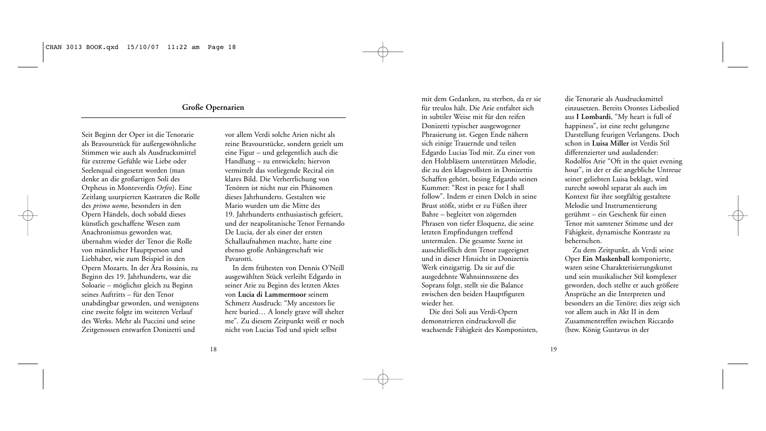## Große Opernarien

Seit Beginn der Oper ist die Tenorarie als Bravourstück für außergewöhnliche Stimmen wie auch als Ausdrucksmittel für extreme Gefühle wie Liebe oder Seelenqual eingesetzt worden (man denke an die großartigen Soli des Orpheus in Monteverdis *Orfeo*). Eine Zeitlang usurpierten Kastraten die Rolle des *primo uomo*, besonders in den Opern Händels, doch sobald dieses künstlich geschaffene Wesen zum Anachronismus geworden war, übernahm wieder der Tenor die Rolle von männlicher Hauptperson und Liebhaber, wie zum Beispiel in den Opern Mozarts. In der Ära Rossinis, zu Beginn des 19. Jahrhunderts, war die Soloarie – möglichst gleich zu Beginn seines Auftritts – für den Tenor unabdingbar geworden, und wenigstens eine zweite folgte im weiteren Verlauf des Werks. Mehr als Puccini und seine Zeitgenossen entwarfen Donizetti und vor allem Verdi solche Arien nicht als reine Bravourstücke, sondern gezielt um eine Figur – und gelegentlich auch die Handlung – zu entwickeln; hiervon vermittelt das vorliegende Recital ein klares Bild. Die Verherrlichung von Tenören ist nicht nur ein Phänomen dieses Jahrhunderts. Gestalten wie Mario wurden um die Mitte des 19. Jahrhunderts enthusiastisch gefeiert, und der neapolitanische Tenor Fernando De Lucia, der als einer der ersten Schallaufnahmen machte, hatte eine ebenso große Anhängerschaft wie Pavarotti.

In dem frühesten von Dennis O'Neill ausgewählten Stück verleiht Edgardo in seiner Arie zu Beginn des letzten Aktes von **Lucia di Lammermoor** seinem Schmerz Ausdruck: "My ancestors lie here buried… A lonely grave will shelter me". Zu diesem Zeitpunkt weiß er noch nicht von Lucias Tod und spielt selbst mit dem Gedanken, zu sterben, da er sie für treulos hält. Die Arie entfaltet sich in subtiler Weise mit für den reifen Donizetti typischer ausgewogener Phrasierung ist. Gegen Ende nähern sich einige Trauernde und teilen Edgardo Lucias Tod mit. Zu einer von den Holzbläsern unterstützen Melodie, die zu den klagevollsten in Donizettis Schaffen gehört, besing Edgardo seinen Kummer: "Rest in peace for I shall follow". Indem er einen Dolch in seine Brust stößt, stirbt er zu Füßen ihrer Bahre – begleitet von zögernden Phrasen von tiefer Eloquenz, die seine letzten Empfindungen treffend untermalen. Die gesamte Szene ist ausschließlich dem Tenor zugeeignet und in dieser Hinsicht in Donizettis Werk einzigartig. Da sie auf die ausgedehnte Wahnsinnsszene des Soprans folgt, stellt sie die Balance zwischen den beiden Hauptfiguren wieder her.

Die drei Soli aus Verdi-Opern demonstrieren eindrucksvoll die wachsende Fähigkeit des Komponisten, die Tenorarie als Ausdrucksmittel einzusetzen. Bereits Orontes Liebeslied aus **I Lombardi**, "My heart is full of happiness", ist eine recht gelungene Darstellung feurigen Verlangens. Doch schon in **Luisa Miller** ist Verdis Stil differenzierter und ausladender: Rodolfos Arie "Oft in the quiet evening hour", in der er die angebliche Untreue seiner geliebten Luisa beklagt, wird zurecht sowohl separat als auch im Kontext für ihre sorgfältig gestaltete Melodie und Instrumentierung gerühmt – ein Geschenk für einen Tenor mit samtener Stimme und der Fähigkeit, dynamische Kontraste zu beherrschen.

Zu dem Zeitpunkt, als Verdi seine Oper **Ein Maskenball** komponierte, waren seine Charakterisierungskunst und sein musikalischer Stil komplexer geworden, doch stellte er auch größere Ansprüche an die Interpreten und besonders an die Tenöre; dies zeigt sich vor allem auch in Akt II in dem Zusammentreffen zwischen Riccardo (bzw. König Gustavus in der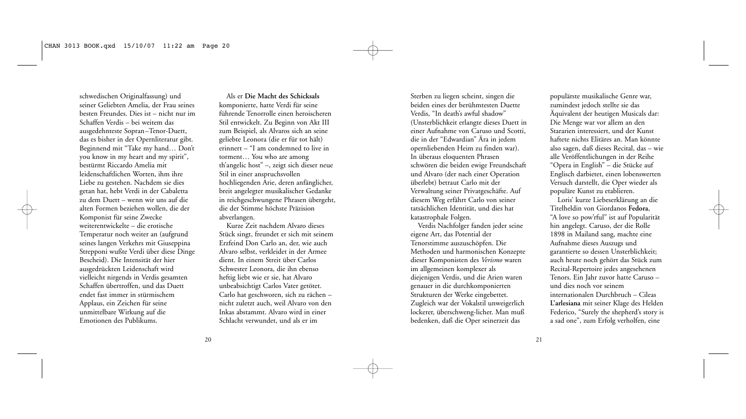schwedischen Originalfassung) und seiner Geliebten Amelia, der Frau seines besten Freundes. Dies ist – nicht nur im Schaffen Verdis – bei weitem das ausgedehnteste Sopran–Tenor-Duett, das es bisher in der Opernliteratur gibt. Beginnend mit "Take my hand… Don't you know in my heart and my spirit", bestürmt Riccardo Amelia mit leidenschaftlichen Worten, ihm ihre Liebe zu gestehen. Nachdem sie dies getan hat, hebt Verdi in der Cabaletta zu dem Duett – wenn wir uns auf die alten Formen beziehen wollen, die der Komponist für seine Zwecke weiterentwickelte – die erotische Temperatur noch weiter an (aufgrund seines langen Verkehrs mit Giuseppina Strepponi wußte Verdi über diese Dinge Bescheid). Die Intensität der hier ausgedrückten Leidenschaft wird vielleicht nirgends in Verdis gesamten Schaffen übertroffen, und das Duett endet fast immer in stürmischem Applaus, ein Zeichen für seine unmittelbare Wirkung auf die Emotionen des Publikums.

Als er **Die Macht des Schicksals** komponierte, hatte Verdi für seine führende Tenorrolle einen heroischeren Stil entwickelt. Zu Beginn von Akt III zum Beispiel, als Alvaros sich an seine geliebte Leonora (die er für tot hält) erinnert – "I am condemned to live in torment… You who are among th'angelic host" –, zeigt sich dieser neue Stil in einer anspruchsvollen hochliegenden Arie, deren anfänglicher, breit angelegter musikalischer Gedanke in reichgeschwungene Phrasen übergeht, die der Stimme höchste Präzision abverlangen.

Kurze Zeit nachdem Alvaro dieses Stück singt, freundet er sich mit seinem Erzfeind Don Carlo an, der, wie auch Alvaro selbst, verkleidet in der Armee dient. In einem Streit über Carlos Schwester Leonora, die ihn ebenso heftig liebt wie er sie, hat Alvaro unbeabsichtigt Carlos Vater getötet. Carlo hat geschworen, sich zu rächen – nicht zuletzt auch, weil Alvaro von den Inkas abstammt. Alvaro wird in einer Schlacht verwundet, und als er im Sterben zu liegen scheint, singen die beiden eines der berühmtesten Duette Verdis, "In death's awful shadow" (Unsterblichkeit erlangte dieses Duett in einer Aufnahme von Caruso und Scotti, die in der "Edwardian" Ära in jedem opernliebenden Heim zu finden war). In überaus eloquenten Phrasen schwören die beiden ewige Freundschaft und Alvaro (der nach einer Operation überlebt) betraut Carlo mit der Verwaltung seiner Privatgeschäfte. Auf diesem Weg erfährt Carlo von seiner tatsächlichen Identität, und dies hat katastrophale Folgen.

Verdis Nachfolger fanden jeder seine eigene Art, das Potential der Tenorstimme auszuschöpfen. Die Methoden und harmonischen Konzepte dieser Komponisten des *Verismo* waren im allgemeinen komplexer als diejenigen Verdis, und die Arien waren genauer in die durchkomponierten Strukturen der Werke eingebettet. Zugleich war der Vokalstil unweigerlich lockerer, überschweng-licher. Man muß bedenken, daß die Oper seinerzeit das populärste musikalische Genre war, zumindest jedoch stellte sie das Äquivalent der heutigen Musicals dar: Die Menge war vor allem an den Stararien interessiert, und der Kunst haftete nichts Elitäres an. Man könnte also sagen, daß dieses Recital, das – wie alle Veröffentlichungen in der Reihe "Opera in English" – die Stücke auf Englisch darbietet, einen lobenswerten Versuch darstellt, die Oper wieder als populäre Kunst zu etablieren.

Loris' kurze Liebeserklärung an die Titelheldin von Giordanos **Fedora**, "A love so pow'rful" ist auf Popularität hin angelegt. Caruso, der die Rolle 1898 in Mailand sang, machte eine Aufnahme dieses Auszugs und garantierte so dessen Unsterblichkeit; auch heute noch gehört das Stück zum Recital-Repertoire jedes angesehenen Tenors. Ein Jahr zuvor hatte Caruso – und dies noch vor seinem internationalen Durchbruch – Cileas **L'arlesiana** mit seiner Klage des Helden Federico, "Surely the shepherd's story is a sad one", zum Erfolg verholfen, eine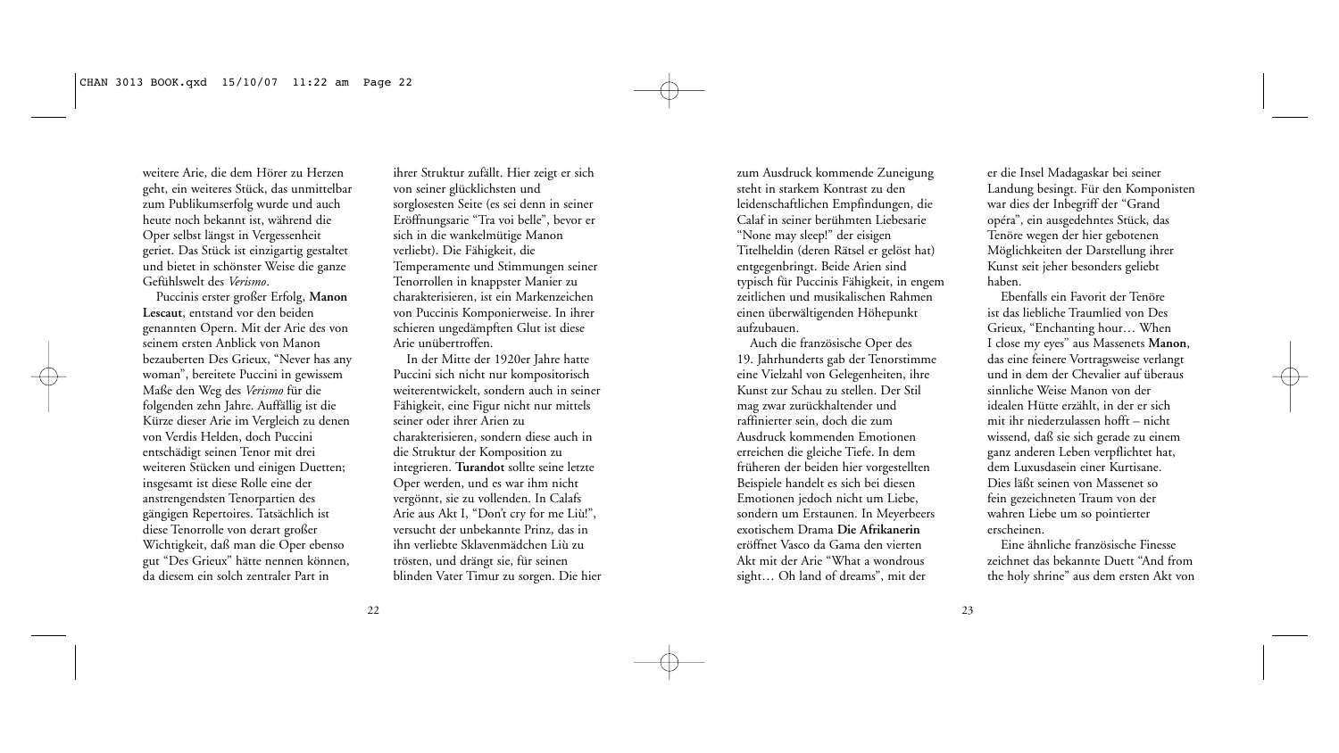weitere Arie, die dem Hörer zu Herzen geht, ein weiteres Stück, das unmittelbar zum Publikumserfolg wurde und auch heute noch bekannt ist, während die Oper selbst längst in Vergessenheit geriet. Das Stück ist einzigartig gestaltet und bietet in schönster Weise die ganze Gefühlswelt des *Verismo*.

Puccinis erster großer Erfolg, **Manon Lescaut**, entstand vor den beiden genannten Opern. Mit der Arie des von seinem ersten Anblick von Manon bezauberten Des Grieux, "Never has any woman", bereitete Puccini in gewissem Maße den Weg des *Verismo* für die folgenden zehn Jahre. Auffällig ist die Kürze dieser Arie im Vergleich zu denen von Verdis Helden, doch Puccini entschädigt seinen Tenor mit drei weiteren Stücken und einigen Duetten; insgesamt ist diese Rolle eine der anstrengendsten Tenorpartien des gängigen Repertoires. Tatsächlich ist diese Tenorrolle von derart großer Wichtigkeit, daß man die Oper ebenso gut "Des Grieux" hätte nennen können, da diesem ein solch zentraler Part in ihrer Struktur zufällt. Hier zeigt er sich von seiner glücklichsten und sorglosesten Seite (es sei denn in seiner Eröffnungsarie "Tra voi belle", bevor er sich in die wankelmütige Manon verliebt). Die Fähigkeit, die Temperamente und Stimmungen seiner Tenorrollen in knappster Manier zu charakterisieren, ist ein Markenzeichen von Puccinis Komponierweise. In ihrer schieren ungedämpften Glut ist diese Arie unübertroffen.

In der Mitte der 1920er Jahre hatte Puccini sich nicht nur kompositorisch weiterentwickelt, sondern auch in seiner Fähigkeit, eine Figur nicht nur mittels seiner oder ihrer Arien zu charakterisieren, sondern diese auch in die Struktur der Komposition zu integrieren. **Turandot** sollte seine letzte Oper werden, und es war ihm nicht vergönnt, sie zu vollenden. In Calafs Arie aus Akt I, "Don't cry for me Liù!", versucht der unbekannte Prinz, das in ihn verliebte Sklavenmädchen Liù zu trösten, und drängt sie, für seinen blinden Vater Timur zu sorgen. Die hier zum Ausdruck kommende Zuneigung steht in starkem Kontrast zu den leidenschaftlichen Empfindungen, die Calaf in seiner berühmten Liebesarie "None may sleep!" der eisigen Titelheldin (deren Rätsel er gelöst hat) entgegenbringt. Beide Arien sind typisch für Puccinis Fähigkeit, in engem zeitlichen und musikalischen Rahmen einen überwältigenden Höhepunkt aufzubauen.

Auch die französische Oper des 19. Jahrhunderts gab der Tenorstimme eine Vielzahl von Gelegenheiten, ihre Kunst zur Schau zu stellen. Der Stil mag zwar zurückhaltender und raffinierter sein, doch die zum Ausdruck kommenden Emotionen erreichen die gleiche Tiefe. In dem früheren der beiden hier vorgestellten Beispiele handelt es sich bei diesen Emotionen jedoch nicht um Liebe, sondern um Erstaunen. In Meyerbeers exotischem Drama **Die Afrikanerin** eröffnet Vasco da Gama den vierten Akt mit der Arie "What a wondrous sight… Oh land of dreams", mit der er die Insel Madagaskar bei seiner Landung besingt. Für den Komponisten war dies der Inbegriff der "Grand opéra", ein ausgedehntes Stück, das Tenöre wegen der hier gebotenen Möglichkeiten der Darstellung ihrer Kunst seit jeher besonders geliebt haben.

Ebenfalls ein Favorit der Tenöre ist das liebliche Traumlied von Des Grieux, "Enchanting hour… When I close my eyes" aus Massenets **Manon**, das eine feinere Vortragsweise verlangt und in dem der Chevalier auf überaus sinnliche Weise Manon von der idealen Hütte erzählt, in der er sich mit ihr niederzulassen hofft – nicht wissend, daß sie sich gerade zu einem ganz anderen Leben verpflichtet hat, dem Luxusdasein einer Kurtisane. Dies läßt seinen von Massenet so fein gezeichneten Traum von der wahren Liebe um so pointierter erscheinen.

Eine ähnliche französische Finesse zeichnet das bekannte Duett "And from the holy shrine" aus dem ersten Akt von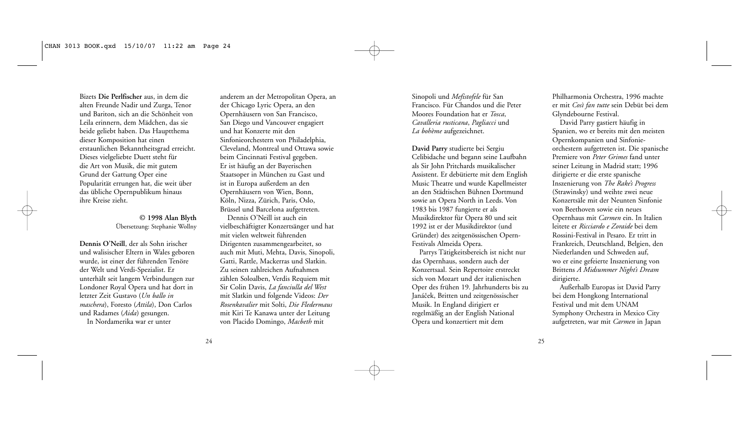Bizets **Die Perlfischer** aus, in dem die alten Freunde Nadir und Zurga, Tenor und Bariton, sich an die Schönheit von Leila erinnern, dem Mädchen, das sie beide geliebt haben. Das Hauptthema dieser Komposition hat einen erstaunlichen Bekanntheitsgrad erreicht. Dieses vielgeliebte Duett steht für die Art von Musik, die mit gutem Grund der Gattung Oper eine Popularität errungen hat, die weit über das übliche Opernpublikum hinaus ihre Kreise zieht.

**© 1998 Alan Blyth**
Übersetzung: Stephanie Wollny

**Dennis O'Neill**, der als Sohn irischer und walisischer Eltern in Wales geboren wurde, ist einer der führenden Tenöre der Welt und Verdi-Spezialist. Er unterhält seit langem Verbindungen zur Londoner Royal Opera und hat dort in letzter Zeit Gustavo (*Un ballo in maschera*), Foresto (*Attila*), Don Carlos und Radames (*Aida*) gesungen.

In Nordamerika war er unter anderem an der Metropolitan Opera, an der Chicago Lyric Opera, an den Opernhäusern von San Francisco, San Diego und Vancouver engagiert und hat Konzerte mit den Sinfonieorchestern von Philadelphia, Cleveland, Montreal und Ottawa sowie beim Cincinnati Festival gegeben. Er ist häufig an der Bayerischen Staatsoper in München zu Gast und ist in Europa außerdem an den Opernhäusern von Wien, Bonn, Köln, Nizza, Zürich, Paris, Oslo, Brüssel und Barcelona aufgetreten.

Dennis O'Neill ist auch ein vielbeschäftigter Konzertsänger und hat mit vielen weltweit führenden Dirigenten zusammengearbeitet, so auch mit Muti, Mehta, Davis, Sinopoli, Gatti, Rattle, Mackerras und Slatkin. Zu seinen zahlreichen Aufnahmen zählen Soloalben, Verdis Requiem mit Sir Colin Davis, *La fanciulla del West* mit Slatkin und folgende Videos: *Der Rosenkavalier* mit Solti, *Die Fledermaus* mit Kiri Te Kanawa unter der Leitung von Placido Domingo, *Macbeth* mit Sinopoli und *Mefistofele* für San Francisco. Für Chandos und die Peter Moores Foundation hat er *Tosca*, *Cavalleria rusticana*, *Pagliacci* und *La bohème* aufgezeichnet.

**David Parry** studierte bei Sergiu Celibidache und begann seine Laufbahn als Sir John Pritchards musikalischer Assistent. Er debütierte mit dem English Music Theatre und wurde Kapellmeister an den Städtischen Bühnen Dortmund sowie an Opera North in Leeds. Von 1983 bis 1987 fungierte er als Musikdirektor für Opera 80 und seit 1992 ist er der Musikdirektor (und Gründer) des zeitgenössischen Opern-Festivals Almeida Opera.

Parrys Tätigkeitsbereich ist nicht nur das Opernhaus, sondern auch der Konzertsaal. Sein Repertoire erstreckt sich von Mozart und der italienischen Oper des frühen 19. Jahrhunderts bis zu Janáček, Britten und zeitgenössischer Musik. In England dirigiert er regelmäßig an der English National Opera und konzertiert mit dem Philharmonia Orchestra, 1996 machte er mit *Così fan tutte* sein Debüt bei dem Glyndebourne Festival.

David Parry gastiert häufig in Spanien, wo er bereits mit den meisten Opernkompanien und Sinfonie-orchestern aufgetreten ist. Die spanische Premiere von *Peter Grimes* fand unter seiner Leitung in Madrid statt; 1996 dirigierte er die erste spanische Inszenierung von *The Rake's Progress* (Strawinsky) und weihte zwei neue Konzertsäle mit der Neunten Sinfonie von Beethoven sowie ein neues Opernhaus mit *Carmen* ein. In Italien leitete er *Ricciardo e Zoraide* bei dem Rossini-Festival in Pesaro. Er tritt in Frankreich, Deutschland, Belgien, den Niederlanden und Schweden auf, wo er eine gefeierte Inszenierung von Brittens *A Midsummer Night's Dream* dirigierte.

Außerhalb Europas ist David Parry bei dem Hongkong International Festival und mit dem UNAM Symphony Orchestra in Mexico City aufgetreten, war mit *Carmen* in Japan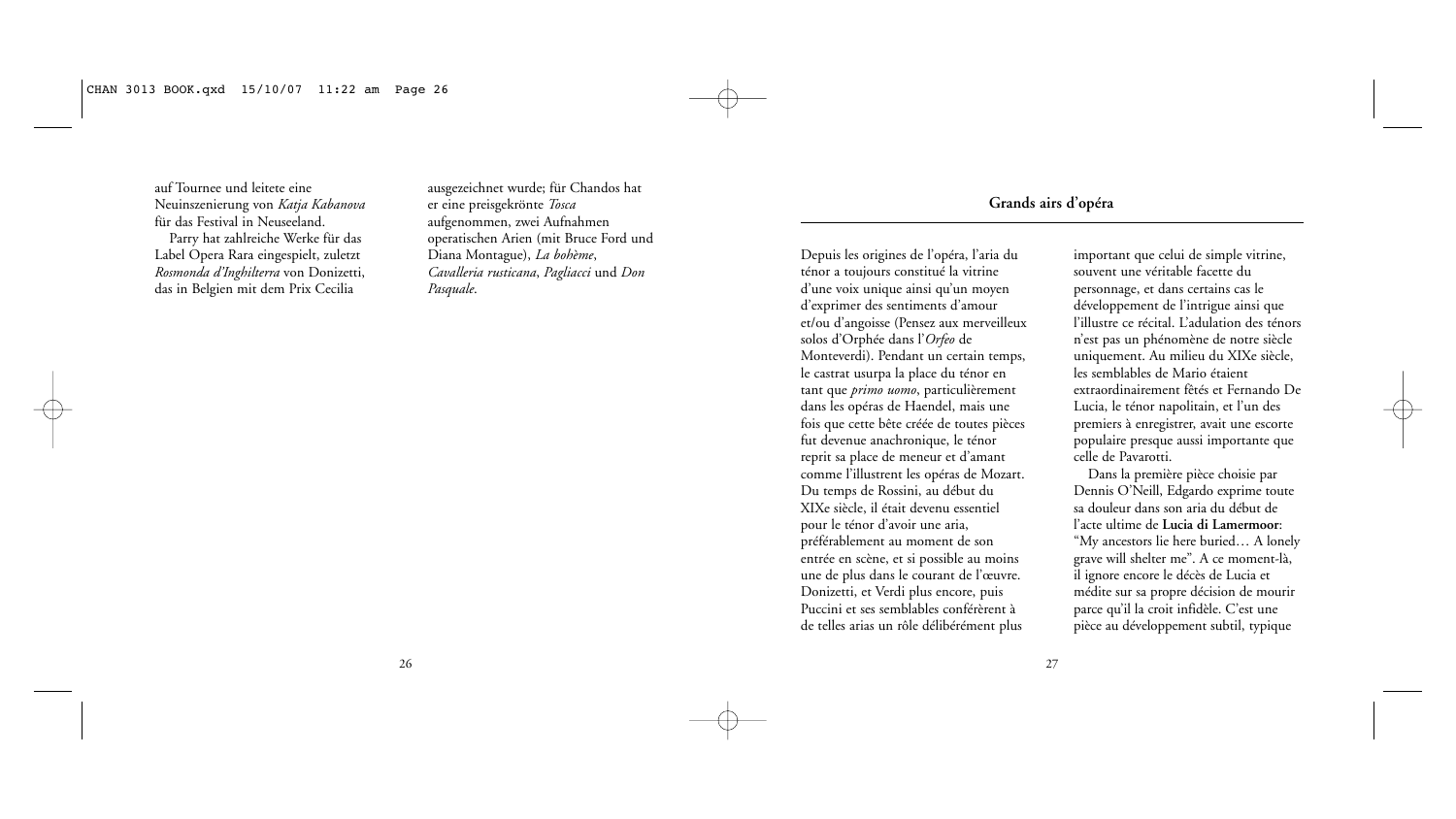auf Tournee und leitete eine Neuinszenierung von *Katja Kabanova* für das Festival in Neuseeland.

Parry hat zahlreiche Werke für das Label Opera Rara eingespielt, zuletzt *Rosmonda d'Inghilterra* von Donizetti, das in Belgien mit dem Prix Cecilia ausgezeichnet wurde; für Chandos hat er eine preisgekrönte *Tosca* aufgenommen, zwei Aufnahmen operatischen Arien (mit Bruce Ford und Diana Montague), *La bohème*, *Cavalleria rusticana*, *Pagliacci* und *Don Pasquale*.

## Grands airs d'opéra

Depuis les origines de l'opéra, l'aria du ténor a toujours constitué la vitrine d'une voix unique ainsi qu'un moyen d'exprimer des sentiments d'amour et/ou d'angoisse (Pensez aux merveilleux solos d'Orphée dans l'*Orfeo* de Monteverdi). Pendant un certain temps, le castrat usurpa la place du ténor en tant que *primo uomo*, particulièrement dans les opéras de Haendel, mais une fois que cette bête créée de toutes pièces fut devenue anachronique, le ténor reprit sa place de meneur et d'amant comme l'illustrent les opéras de Mozart. Du temps de Rossini, au début du XIXe siècle, il était devenu essentiel pour le ténor d'avoir une aria, préférablement au moment de son entrée en scène, et si possible au moins une de plus dans le courant de l'œuvre. Donizetti, et Verdi plus encore, puis Puccini et ses semblables conférèrent à de telles arias un rôle délibérément plus important que celui de simple vitrine, souvent une véritable facette du personnage, et dans certains cas le développement de l'intrigue ainsi que l'illustre ce récital. L'adulation des ténors n'est pas un phénomène de notre siècle uniquement. Au milieu du XIXe siècle, les semblables de Mario étaient extraordinairement fêtés et Fernando De Lucia, le ténor napolitain, et l'un des premiers à enregistrer, avait une escorte populaire presque aussi importante que celle de Pavarotti.

Dans la première pièce choisie par Dennis O'Neill, Edgardo exprime toute sa douleur dans son aria du début de l'acte ultime de **Lucia di Lamermoor**: "My ancestors lie here buried… A lonely grave will shelter me". A ce moment-là, il ignore encore le décès de Lucia et médite sur sa propre décision de mourir parce qu'il la croit infidèle. C'est une pièce au développement subtil, typique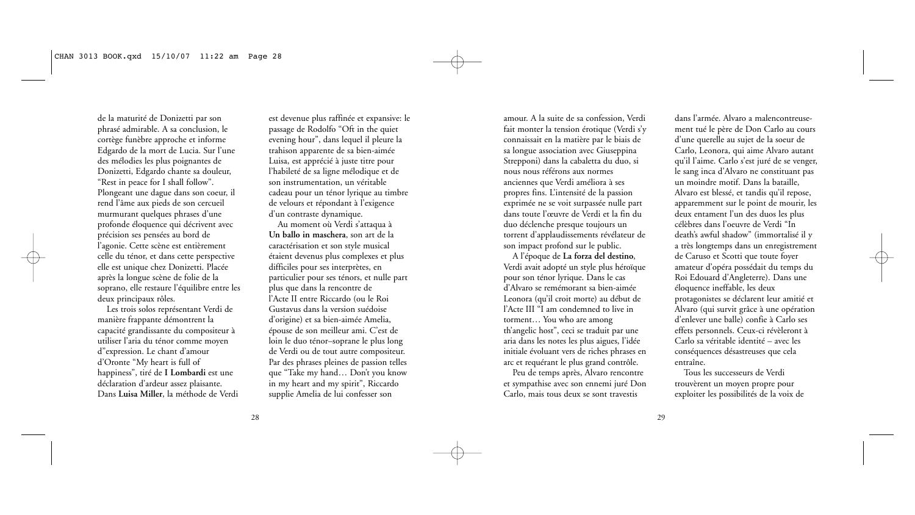de la maturité de Donizetti par son phrasé admirable. A sa conclusion, le cortège funèbre approche et informe Edgardo de la mort de Lucia. Sur l'une des mélodies les plus poignantes de Donizetti, Edgardo chante sa douleur, "Rest in peace for I shall follow". Plongeant une dague dans son coeur, il rend l'âme aux pieds de son cercueil murmurant quelques phrases d'une profonde éloquence qui décrivent avec précision ses pensées au bord de l'agonie. Cette scène est entièrement celle du ténor, et dans cette perspective elle est unique chez Donizetti. Placée après la longue scène de folie de la soprano, elle restaure l'équilibre entre les deux principaux rôles.

Les trois solos représentant Verdi de manière frappante démontrent la capacité grandissante du compositeur à utiliser l'aria du ténor comme moyen d'"expression. Le chant d'amour d'Oronte "My heart is full of happiness", tiré de **I Lombardi** est une déclaration d'ardeur assez plaisante. Dans **Luisa Miller**, la méthode de Verdi est devenue plus raffinée et expansive: le passage de Rodolfo "Oft in the quiet evening hour", dans lequel il pleure la trahison apparente de sa bien-aimée Luisa, est apprécié à juste titre pour l'habileté de sa ligne mélodique et de son instrumentation, un véritable cadeau pour un ténor lyrique au timbre de velours et répondant à l'exigence d'un contraste dynamique.

Au moment où Verdi s'attaqua à **Un ballo in maschera**, son art de la caractérisation et son style musical étaient devenus plus complexes et plus difficiles pour ses interprètes, en particulier pour ses ténors, et nulle part plus que dans la rencontre de l'Acte II entre Riccardo (ou le Roi Gustavus dans la version suédoise d'origine) et sa bien-aimée Amelia, épouse de son meilleur ami. C'est de loin le duo ténor–soprane le plus long de Verdi ou de tout autre compositeur. Par des phrases pleines de passion telles que "Take my hand… Don't you know in my heart and my spirit", Riccardo supplie Amelia de lui confesser son amour. A la suite de sa confession, Verdi fait monter la tension érotique (Verdi s'y connaissait en la matière par le biais de sa longue association avec Giuseppina Strepponi) dans la cabaletta du duo, si nous nous référons aux normes anciennes que Verdi améliora à ses propres fins. L'intensité de la passion exprimée ne se voit surpassée nulle part dans toute l'œuvre de Verdi et la fin du duo déclenche presque toujours un torrent d'applaudissements révélateur de son impact profond sur le public.

A l'époque de **La forza del destino**, Verdi avait adopté un style plus héroïque pour son ténor lyrique. Dans le cas d'Alvaro se remémorant sa bien-aimée Leonora (qu'il croit morte) au début de l'Acte III "I am condemned to live in torment… You who are among th'angelic host", ceci se traduit par une aria dans les notes les plus aigues, l'idée initiale évoluant vers de riches phrases en arc et requérant le plus grand contrôle.

Peu de temps après, Alvaro rencontre et sympathise avec son ennemi juré Don Carlo, mais tous deux se sont travestis dans l'armée. Alvaro a malencontreusement tué le père de Don Carlo au cours d'une querelle au sujet de la soeur de Carlo, Leonora, qui aime Alvaro autant qu'il l'aime. Carlo s'est juré de se venger, le sang inca d'Alvaro ne constituant pas un moindre motif. Dans la bataille, Alvaro est blessé, et tandis qu'il repose, apparemment sur le point de mourir, les deux entament l'un des duos les plus célèbres dans l'oeuvre de Verdi "In death's awful shadow" (immortalisé il y a très longtemps dans un enregistrement de Caruso et Scotti que toute foyer amateur d'opéra possédait du temps du Roi Edouard d'Angleterre). Dans une éloquence ineffable, les deux protagonistes se déclarent leur amitié et Alvaro (qui survit grâce à une opération d'enlever une balle) confie à Carlo ses effets personnels. Ceux-ci révèleront à Carlo sa véritable identité – avec les conséquences désastreuses que cela entraîne.

Tous les successeurs de Verdi trouvèrent un moyen propre pour exploiter les possibilités de la voix de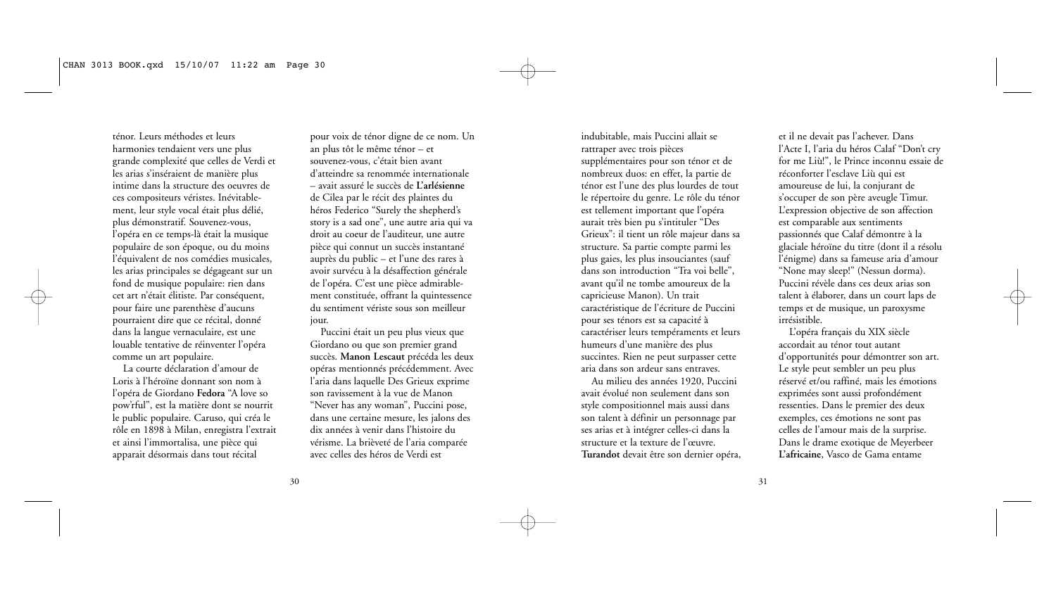ténor. Leurs méthodes et leurs harmonies tendaient vers une plus grande complexité que celles de Verdi et les arias s'inséraient de manière plus intime dans la structure des oeuvres de ces compositeurs véristes. Inévitablement, leur style vocal était plus délié, plus démonstratif. Souvenez-vous, l'opéra en ce temps-là était la musique populaire de son époque, ou du moins l'équivalent de nos comédies musicales, les arias principales se dégageant sur un fond de musique populaire: rien dans cet art n'était élitiste. Par conséquent, pour faire une parenthèse d'aucuns pourraient dire que ce récital, donné dans la langue vernaculaire, est une louable tentative de réinventer l'opéra comme un art populaire.

La courte déclaration d'amour de Loris à l'héroïne donnant son nom à l'opéra de Giordano **Fedora** "A love so pow'rful", est la matière dont se nourrit le public populaire. Caruso, qui créa le rôle en 1898 à Milan, enregistra l'extrait et ainsi l'immortalisa, une pièce qui apparait désormais dans tout récital pour voix de ténor digne de ce nom. Un an plus tôt le même ténor – et souvenez-vous, c'était bien avant d'atteindre sa renommée internationale – avait assuré le succès de **L'arlésienne** de Cilea par le récit des plaintes du héros Federico "Surely the shepherd's story is a sad one", une autre aria qui va droit au coeur de l'auditeur, une autre pièce qui connut un succès instantané auprès du public – et l'une des rares à avoir survécu à la désaffection générale de l'opéra. C'est une pièce admirablement constituée, offrant la quintessence du sentiment vériste sous son meilleur jour.

Puccini était un peu plus vieux que Giordano ou que son premier grand succès. **Manon Lescaut** précéda les deux opéras mentionnés précédemment. Avec l'aria dans laquelle Des Grieux exprime son ravissement à la vue de Manon "Never has any woman", Puccini pose, dans une certaine mesure, les jalons des dix années à venir dans l'histoire du vérisme. La brièveté de l'aria comparée avec celles des héros de Verdi est indubitable, mais Puccini allait se rattraper avec trois pièces supplémentaires pour son ténor et de nombreux duos: en effet, la partie de ténor est l'une des plus lourdes de tout le répertoire du genre. Le rôle du ténor est tellement important que l'opéra aurait très bien pu s'intituler "Des Grieux": il tient un rôle majeur dans sa structure. Sa partie compte parmi les plus gaies, les plus insouciantes (sauf dans son introduction "Tra voi belle", avant qu'il ne tombe amoureux de la capricieuse Manon). Un trait caractéristique de l'écriture de Puccini pour ses ténors est sa capacité à caractériser leurs tempéraments et leurs humeurs d'une manière des plus succintes. Rien ne peut surpasser cette aria dans son ardeur sans entraves.

Au milieu des années 1920, Puccini avait évolué non seulement dans son style compositionnel mais aussi dans son talent à définir un personnage par ses arias et à intégrer celles-ci dans la structure et la texture de l'œuvre. **Turandot** devait être son dernier opéra, et il ne devait pas l'achever. Dans l'Acte I, l'aria du héros Calaf "Don't cry for me Liù!", le Prince inconnu essaie de réconforter l'esclave Liù qui est amoureuse de lui, la conjurant de s'occuper de son père aveugle Timur. L'expression objective de son affection est comparable aux sentiments passionnés que Calaf démontre à la glaciale héroïne du titre (dont il a résolu l'énigme) dans sa fameuse aria d'amour "None may sleep!" (Nessun dorma). Puccini révèle dans ces deux arias son talent à élaborer, dans un court laps de temps et de musique, un paroxysme irrésistible.

L'opéra français du XIX siècle accordait au ténor tout autant d'opportunités pour démontrer son art. Le style peut sembler un peu plus réservé et/ou raffiné, mais les émotions exprimées sont aussi profondément ressenties. Dans le premier des deux exemples, ces émotions ne sont pas celles de l'amour mais de la surprise. Dans le drame exotique de Meyerbeer **L'africaine**, Vasco de Gama entame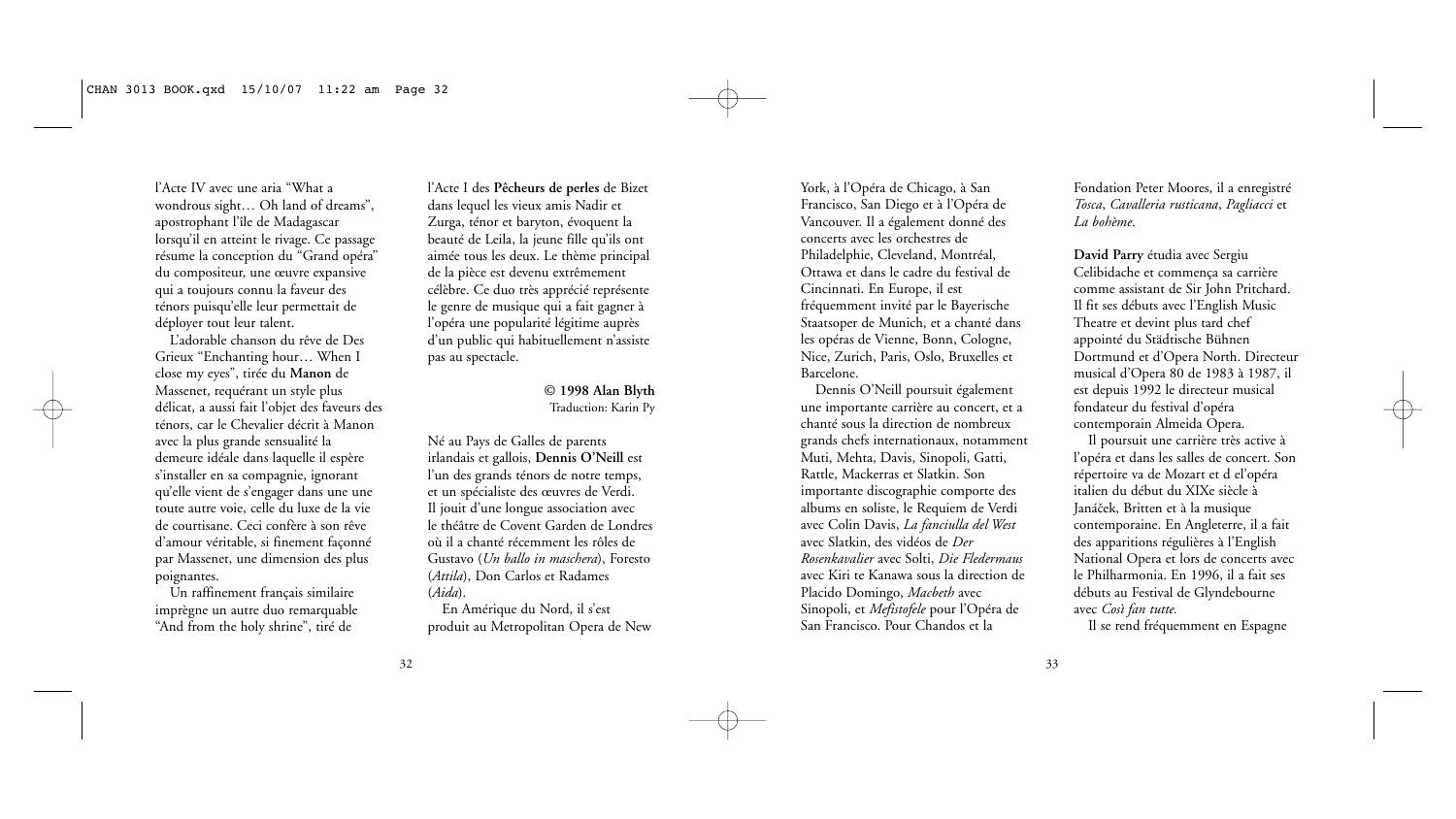l'Acte IV avec une aria "What a wondrous sight… Oh land of dreams", apostrophant l'île de Madagascar lorsqu'il en atteint le rivage. Ce passage résume la conception du "Grand opéra" du compositeur, une œuvre expansive qui a toujours connu la faveur des ténors puisqu'elle leur permettait de déployer tout leur talent.

L'adorable chanson du rêve de Des Grieux "Enchanting hour… When I close my eyes", tirée du **Manon** de Massenet, requérant un style plus délicat, a aussi fait l'objet des faveurs des ténors, car le Chevalier décrit à Manon avec la plus grande sensualité la demeure idéale dans laquelle il espère s'installer en sa compagnie, ignorant qu'elle vient de s'engager dans une une toute autre voie, celle du luxe de la vie de courtisane. Ceci confère à son rêve d'amour véritable, si finement façonné par Massenet, une dimension des plus poignantes.

Un raffinement français similaire imprègne un autre duo remarquable "And from the holy shrine", tiré de l'Acte I des **Pêcheurs de perles** de Bizet dans lequel les vieux amis Nadir et Zurga, ténor et baryton, évoquent la beauté de Leila, la jeune fille qu'ils ont aimée tous les deux. Le thème principal de la pièce est devenu extrêmement célèbre. Ce duo très apprécié représente le genre de musique qui a fait gagner à l'opéra une popularité légitime auprès d'un public qui habituellement n'assiste pas au spectacle.

**© 1998 Alan Blyth**
Traduction: Karin Py

Né au Pays de Galles de parents irlandais et gallois, **Dennis O'Neill** est l'un des grands ténors de notre temps, et un spécialiste des œuvres de Verdi. Il jouit d'une longue association avec le théâtre de Covent Garden de Londres où il a chanté récemment les rôles de Gustavo (*Un ballo in maschera*), Foresto (*Attila*), Don Carlos et Radames (*Aida*).

En Amérique du Nord, il s'est produit au Metropolitan Opera de New York, à l'Opéra de Chicago, à San Francisco, San Diego et à l'Opéra de Vancouver. Il a également donné des concerts avec les orchestres de Philadelphie, Cleveland, Montréal, Ottawa et dans le cadre du festival de Cincinnati. En Europe, il est fréquemment invité par le Bayerische Staatsoper de Munich, et a chanté dans les opéras de Vienne, Bonn, Cologne, Nice, Zurich, Paris, Oslo, Bruxelles et Barcelone.

Dennis O'Neill poursuit également une importante carrière au concert, et a chanté sous la direction de nombreux grands chefs internationaux, notamment Muti, Mehta, Davis, Sinopoli, Gatti, Rattle, Mackerras et Slatkin. Son importante discographie comporte des albums en soliste, le Requiem de Verdi avec Colin Davis, *La fanciulla del West* avec Slatkin, des vidéos de *Der Rosenkavalier* avec Solti, *Die Fledermaus* avec Kiri te Kanawa sous la direction de Placido Domingo, *Macbeth* avec Sinopoli, et *Mefistofele* pour l'Opéra de San Francisco. Pour Chandos et la Fondation Peter Moores, il a enregistré *Tosca*, *Cavalleria rusticana*, *Pagliacci* et *La bohème*.

**David Parry** étudia avec Sergiu Celibidache et commença sa carrière comme assistant de Sir John Pritchard. Il fit ses débuts avec l'English Music Theatre et devint plus tard chef appointé du Städtische Bühnen Dortmund et d'Opera North. Directeur musical d'Opera 80 de 1983 à 1987, il est depuis 1992 le directeur musical fondateur du festival d'opéra contemporain Almeida Opera.

Il poursuit une carrière très active à l'opéra et dans les salles de concert. Son répertoire va de Mozart et d el'opéra italien du début du XIXe siècle à Janáček, Britten et à la musique contemporaine. En Angleterre, il a fait des apparitions régulières à l'English National Opera et lors de concerts avec le Philharmonia. En 1996, il a fait ses débuts au Festival de Glyndebourne avec *Così fan tutte.*

Il se rend fréquemment en Espagne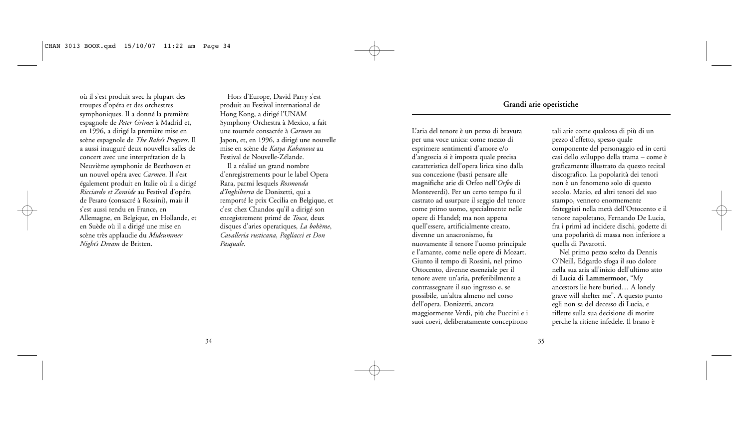où il s'est produit avec la plupart des troupes d'opéra et des orchestres symphoniques. Il a donné la première espagnole de *Peter Grimes* à Madrid et, en 1996, a dirigé la première mise en scène espagnole de *The Rake's Progress*. Il a aussi inauguré deux nouvelles salles de concert avec une interprétation de la Neuvième symphonie de Beethoven et un nouvel opéra avec *Carmen*. Il s'est également produit en Italie où il a dirigé *Ricciardo et Zoraide* au Festival d'opéra de Pesaro (consacré à Rossini), mais il s'est aussi rendu en France, en Allemagne, en Belgique, en Hollande, et en Suède où il a dirigé une mise en scène très applaudie du *Midsummer Night's Dream* de Britten.

Hors d'Europe, David Parry s'est produit au Festival international de Hong Kong, a dirigé l'UNAM Symphony Orchestra à Mexico, a fait une tournée consacrée à *Carmen* au Japon, et, en 1996, a dirigé une nouvelle mise en scène de *Katya Kabanova* au Festival de Nouvelle-Zélande.

Il a réalisé un grand nombre d'enregistrements pour le label Opera Rara, parmi lesquels *Rosmonda d'Inghilterra* de Donizetti, qui a remporté le prix Cecilia en Belgique, et c'est chez Chandos qu'il a dirigé son enregistrement primé de *Tosca*, deux disques d'aries operatiques, *La bohème*, *Cavalleria rusticana*, *Pagliacci et Don Pasquale*.

## Grandi arie operistiche

L'aria del tenore è un pezzo di bravura per una voce unica: come mezzo di esprimere sentimenti d'amore e/o d'angoscia si è imposta quale precisa caratteristica dell'opera lirica sino dalla sua concezione (basti pensare alle magnifiche arie di Orfeo nell'*Orfeo* di Monteverdi). Per un certo tempo fu il castrato ad usurpare il seggio del tenore come primo uomo, specialmente nelle opere di Handel; ma non appena quell'essere, artificialmente creato, divenne un anacronismo, fu nuovamente il tenore l'uomo principale e l'amante, come nelle opere di Mozart. Giunto il tempo di Rossini, nel primo Ottocento, divenne essenziale per il tenore avere un'aria, preferibilmente a contrassegnare il suo ingresso e, se possibile, un'altra almeno nel corso dell'opera. Donizetti, ancora maggiormente Verdi, più che Puccini e i suoi coevi, deliberatamente concepirono tali arie come qualcosa di più di un pezzo d'effetto, spesso quale componente del personaggio ed in certi casi dello sviluppo della trama – come è graficamente illustrato da questo recital discografico. La popolarità dei tenori non è un fenomeno solo di questo secolo. Mario, ed altri tenori del suo stampo, vennero enormemente festeggiati nella metà dell'Ottocento e il tenore napoletano, Fernando De Lucia, fra i primi ad incidere dischi, godette di una popolarità di massa non inferiore a quella di Pavarotti.

Nel primo pezzo scelto da Dennis O'Neill, Edgardo sfoga il suo dolore nella sua aria all'inizio dell'ultimo atto di **Lucia di Lammermoor**, "My ancestors lie here buried… A lonely grave will shelter me". A questo punto egli non sa del decesso di Lucia, e riflette sulla sua decisione di morire perche la ritiene infedele. Il brano è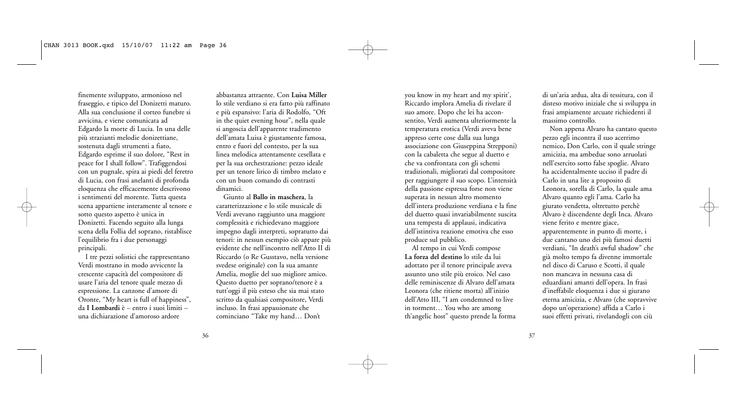finemente sviluppato, armonioso nel fraseggio, e tipico del Donizetti maturo. Alla sua conclusione il corteo funebre si avvicina, e viene comunicata ad Edgardo la morte di Lucia. In una delle più strazianti melodie donizettiane, sostenuta dagli strumenti a fiato, Edgardo esprime il suo dolore, "Rest in peace for I shall follow". Trafiggendosi con un pugnale, spira ai piedi del feretro di Lucia, con frasi anelanti di profonda eloquenza che efficacemente descrivono i sentimenti del morente. Tutta questa scena appartiene interamente al tenore e sotto questo aspetto è unica in Donizetti. Facendo seguito alla lunga scena della Follia del soprano, ristablisce l'equilibrio fra i due personaggi principali.

I tre pezzi solistici che rappresentano Verdi mostrano in modo avvicente la crescente capacità del compositore di usare l'aria del tenore quale mezzo di espressione. La canzone d'amore di Oronte, "My heart is full of happiness", da **I Lombardi** è – entro i suoi limiti – una dichiarazione d'amoroso ardore abbastanza attraente. Con **Luisa Miller** lo stile verdiano si era fatto più raffinato e più espansivo: l'aria di Rodolfo, "Oft in the quiet evening hour", nella quale si angoscia dell'apparente tradimento dell'amata Luisa è giustamente famosa, entro e fuori del contesto, per la sua linea melodica attentamente cesellata e per la sua orchestrazione: pezzo ideale per un tenore lirico di timbro melato e con un buon comando di contrasti dinamici.

Giunto al **Ballo in maschera**, la caratterizzazione e lo stile musicale di Verdi avevano raggiunto una maggiore complessità e richiedevano maggiore impegno dagli interpreti, sopratutto dai tenori: in nessun esempio ciò appare più evidente che nell'incontro nell'Atto II di Riccardo (o Re Gusstavo, nella versione svedese originale) con la sua amante Amelia, moglie del suo migliore amico. Questo duetto per soprano/tenore è a tutt'oggi il più esteso che sia mai stato scritto da qualsiasi compositore, Verdi incluso. In frasi appassionate che cominciano "Take my hand… Don't you know in my heart and my spirit', Riccardo implora Amelia di rivelare il suo amore. Dopo che lei ha acconsentito, Verdi aumenta ulteriormente la temperatura erotica (Verdi aveva bene appreso certe cose dalla sua lunga associazione con Giuseppina Strepponi) con la cabaletta che segue al duetto e che va confrontata con gli schemi tradizionali, migliorati dal compositore per raggiungere il suo scopo. L'intensità della passione espressa forse non viene superata in nessun altro momento dell'intera produzione verdiana e la fine del duetto quasi invariabilmente suscita una tempesta di applausi, indicativa dell'istintiva reazione emotiva che esso produce sul pubblico.

Al tempo in cui Verdi compose **La forza del destino** lo stile da lui adottato per il tenore principale aveva assunto uno stile più eroico. Nel caso delle reminiscenze di Alvaro dell'amata Leonora (che ritiene morta) all'inizio dell'Atto III, "I am condemned to live in torment… You who are among th'angelic host" questo prende la forma di un'aria ardua, alta di tessitura, con il disteso motivo iniziale che si sviluppa in frasi ampiamente arcuate richiedenti il massimo controllo.

Non appena Alvaro ha cantato questo pezzo egli incontra il suo acerrimo nemico, Don Carlo, con il quale stringe amicizia, ma ambedue sono arruolati nell'esercito sotto false spoglie. Alvaro ha accidentalmente ucciso il padre di Carlo in una lite a proposito di Leonora, sorella di Carlo, la quale ama Alvaro quanto egli l'ama. Carlo ha giurato vendetta, oltretutto perchè Alvaro è discendente degli Inca. Alvaro viene ferito e mentre giace, apparentemente in punto di morte, i due cantano uno dei più famosi duetti verdiani, "In death's awful shadow" che già molto tempo fa divenne immortale nel disco di Caruso e Scotti, il quale non mancava in nessuna casa di eduardiani amanti dell'opera. In frasi d'ineffabile eloquenza i due si giurano eterna amicizia, e Alvaro (che sopravvive dopo un'operazione) affida a Carlo i suoi effetti privati, rivelandogli con ciù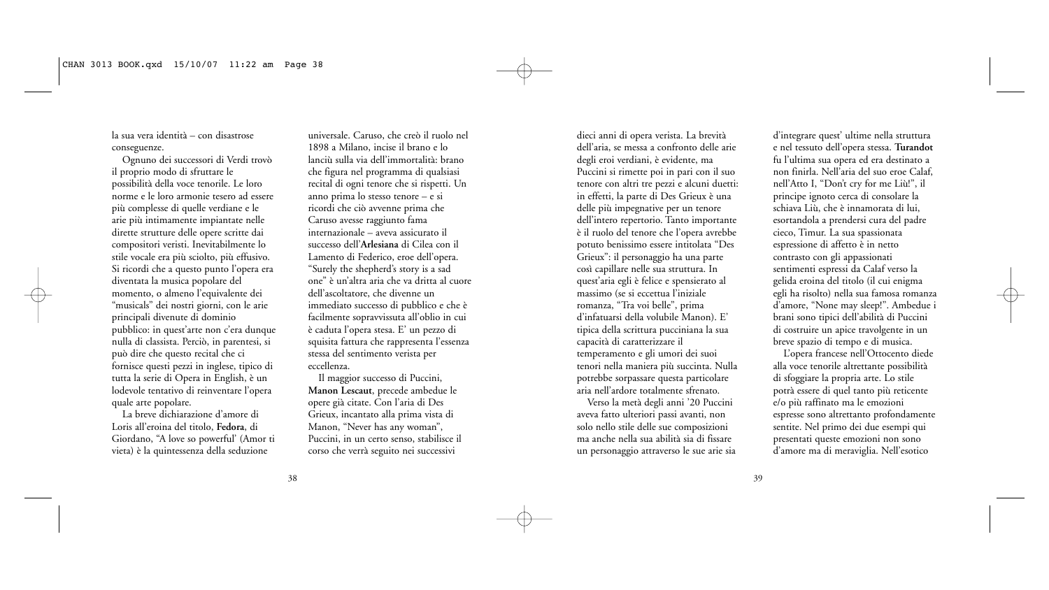la sua vera identità – con disastrose conseguenze.

Ognuno dei successori di Verdi trovò il proprio modo di sfruttare le possibilità della voce tenorile. Le loro norme e le loro armonie tesero ad essere più complesse di quelle verdiane e le arie più intimamente impiantate nelle dirette strutture delle opere scritte dai compositori veristi. Inevitabilmente lo stile vocale era più sciolto, più effusivo. Si ricordi che a questo punto l'opera era diventata la musica popolare del momento, o almeno l'equivalente dei "musicals" dei nostri giorni, con le arie principali divenute di dominio pubblico: in quest'arte non c'era dunque nulla di classista. Perciò, in parentesi, si può dire che questo recital che ci fornisce questi pezzi in inglese, tipico di tutta la serie di Opera in English, è un lodevole tentativo di reinventare l'opera quale arte popolare.

La breve dichiarazione d'amore di Loris all'eroina del titolo, **Fedora**, di Giordano, "A love so powerful' (Amor ti vieta) è la quintessenza della seduzione universale. Caruso, che creò il ruolo nel 1898 a Milano, incise il brano e lo lanciù sulla via dell'immortalità: brano che figura nel programma di qualsiasi recital di ogni tenore che si rispetti. Un anno prima lo stesso tenore – e si ricordi che ciò avvenne prima che Caruso avesse raggiunto fama internazionale – aveva assicurato il successo dell'**Arlesiana** di Cilea con il Lamento di Federico, eroe dell'opera. "Surely the shepherd's story is a sad one" è un'altra aria che va dritta al cuore dell'ascoltatore, che divenne un immediato successo di pubblico e che è facilmente sopravvissuta all'oblio in cui è caduta l'opera stesa. E' un pezzo di squisita fattura che rappresenta l'essenza stessa del sentimento verista per eccellenza.

Il maggior successo di Puccini, **Manon Lescaut**, precede ambedue le opere già citate. Con l'aria di Des Grieux, incantato alla prima vista di Manon, "Never has any woman", Puccini, in un certo senso, stabilisce il corso che verrà seguito nei successivi dieci anni di opera verista. La brevità dell'aria, se messa a confronto delle arie degli eroi verdiani, è evidente, ma Puccini si rimette poi in pari con il suo tenore con altri tre pezzi e alcuni duetti: in effetti, la parte di Des Grieux è una delle più impegnative per un tenore dell'intero repertorio. Tanto importante è il ruolo del tenore che l'opera avrebbe potuto benissimo essere intitolata "Des Grieux": il personaggio ha una parte così capillare nelle sua struttura. In quest'aria egli è felice e spensierato al massimo (se si eccettua l'iniziale romanza, "Tra voi belle", prima d'infatuarsi della volubile Manon). E' tipica della scrittura pucciniana la sua capacità di caratterizzare il temperamento e gli umori dei suoi tenori nella maniera più succinta. Nulla potrebbe sorpassare questa particolare aria nell'ardore totalmente sfrenato.

Verso la metà degli anni '20 Puccini aveva fatto ulteriori passi avanti, non solo nello stile delle sue composizioni ma anche nella sua abilità sia di fissare un personaggio attraverso le sue arie sia d'integrare quest' ultime nella struttura e nel tessuto dell'opera stessa. **Turandot** fu l'ultima sua opera ed era destinato a non finirla. Nell'aria del suo eroe Calaf, nell'Atto I, "Don't cry for me Liù!", il principe ignoto cerca di consolare la schiava Liù, che è innamorata di lui, esortandola a prendersi cura del padre cieco, Timur. La sua spassionata espressione di affetto è in netto contrasto con gli appassionati sentimenti espressi da Calaf verso la gelida eroina del titolo (il cui enigma egli ha risolto) nella sua famosa romanza d'amore, "None may sleep!". Ambedue i brani sono tipici dell'abilità di Puccini di costruire un apice travolgente in un breve spazio di tempo e di musica.

L'opera francese nell'Ottocento diede alla voce tenorile altrettante possibilità di sfoggiare la propria arte. Lo stile potrà essere di quel tanto più reticente e/o più raffinato ma le emozioni espresse sono altrettanto profondamente sentite. Nel primo dei due esempi qui presentati queste emozioni non sono d'amore ma di meraviglia. Nell'esotico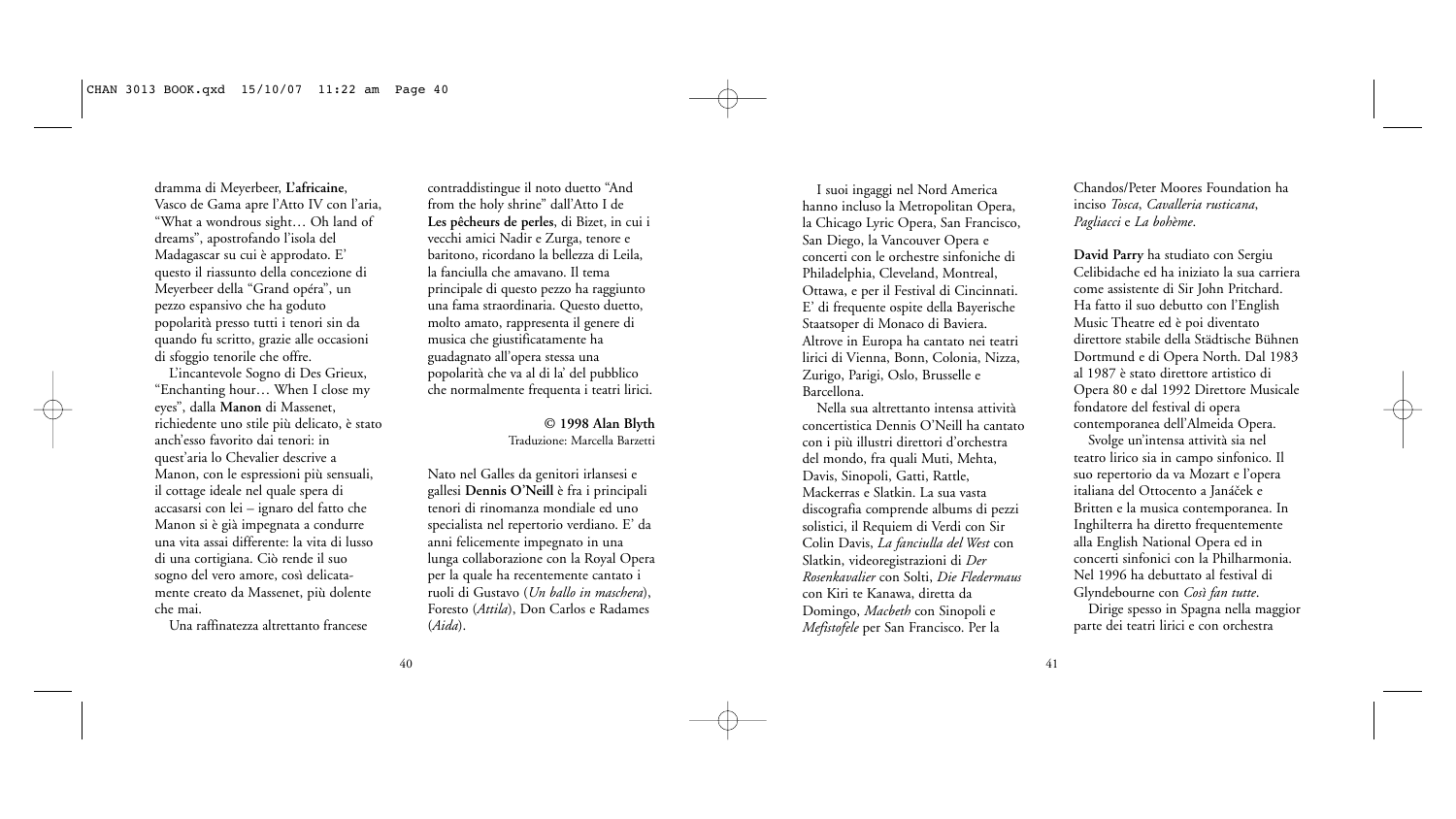dramma di Meyerbeer, **L'africaine**, Vasco de Gama apre l'Atto IV con l'aria, "What a wondrous sight… Oh land of dreams", apostrofando l'isola del Madagascar su cui è approdato. E' questo il riassunto della concezione di Meyerbeer della "Grand opéra", un pezzo espansivo che ha goduto popolarità presso tutti i tenori sin da quando fu scritto, grazie alle occasioni di sfoggio tenorile che offre.

L'incantevole Sogno di Des Grieux, "Enchanting hour… When I close my eyes", dalla **Manon** di Massenet, richiedente uno stile più delicato, è stato anch'esso favorito dai tenori: in quest'aria lo Chevalier descrive a Manon, con le espressioni più sensuali, il cottage ideale nel quale spera di accasarsi con lei – ignaro del fatto che Manon si è già impegnata a condurre una vita assai differente: la vita di lusso di una cortigiana. Ciò rende il suo sogno del vero amore, così delicatamente creato da Massenet, più dolente che mai.

Una raffinatezza altrettanto francese contraddistingue il noto duetto "And from the holy shrine" dall'Atto I de **Les pêcheurs de perles**, di Bizet, in cui i vecchi amici Nadir e Zurga, tenore e baritono, ricordano la bellezza di Leila, la fanciulla che amavano. Il tema principale di questo pezzo ha raggiunto una fama straordinaria. Questo duetto, molto amato, rappresenta il genere di musica che giustificatamente ha guadagnato all'opera stessa una popolarità che va al di la' del pubblico che normalmente frequenta i teatri lirici.

**© 1998 Alan Blyth**
Traduzione: Marcella Barzetti

Nato nel Galles da genitori irlansesi e gallesi **Dennis O'Neill** è fra i principali tenori di rinomanza mondiale ed uno specialista nel repertorio verdiano. E' da anni felicemente impegnato in una lunga collaborazione con la Royal Opera per la quale ha recentemente cantato i ruoli di Gustavo (*Un ballo in maschera*), Foresto (*Attila*), Don Carlos e Radames (*Aida*).

I suoi ingaggi nel Nord America hanno incluso la Metropolitan Opera, la Chicago Lyric Opera, San Francisco, San Diego, la Vancouver Opera e concerti con le orchestre sinfoniche di Philadelphia, Cleveland, Montreal, Ottawa, e per il Festival di Cincinnati. E' di frequente ospite della Bayerische Staatsoper di Monaco di Baviera. Altrove in Europa ha cantato nei teatri lirici di Vienna, Bonn, Colonia, Nizza, Zurigo, Parigi, Oslo, Brusselle e Barcellona.

Nella sua altrettanto intensa attività concertistica Dennis O'Neill ha cantato con i più illustri direttori d'orchestra del mondo, fra quali Muti, Mehta, Davis, Sinopoli, Gatti, Rattle, Mackerras e Slatkin. La sua vasta discografia comprende albums di pezzi solistici, il Requiem di Verdi con Sir Colin Davis, *La fanciulla del West* con Slatkin, videoregistrazioni di *Der Rosenkavalier* con Solti, *Die Fledermaus* con Kiri te Kanawa, diretta da Domingo, *Macbeth* con Sinopoli e *Mefistofele* per San Francisco. Per la Chandos/Peter Moores Foundation ha inciso *Tosca*, *Cavalleria rusticana*, *Pagliacci* e *La bohème*.

**David Parry** ha studiato con Sergiu Celibidache ed ha iniziato la sua carriera come assistente di Sir John Pritchard. Ha fatto il suo debutto con l'English Music Theatre ed è poi diventato direttore stabile della Städtische Bühnen Dortmund e di Opera North. Dal 1983 al 1987 è stato direttore artistico di Opera 80 e dal 1992 Direttore Musicale fondatore del festival di opera contemporanea dell'Almeida Opera.

Svolge un'intensa attività sia nel teatro lirico sia in campo sinfonico. Il suo repertorio da va Mozart e l'opera italiana del Ottocento a Janáček e Britten e la musica contemporanea. In Inghilterra ha diretto frequentemente alla English National Opera ed in concerti sinfonici con la Philharmonia. Nel 1996 ha debuttato al festival di Glyndebourne con *Così fan tutte*.

Dirige spesso in Spagna nella maggior parte dei teatri lirici e con orchestra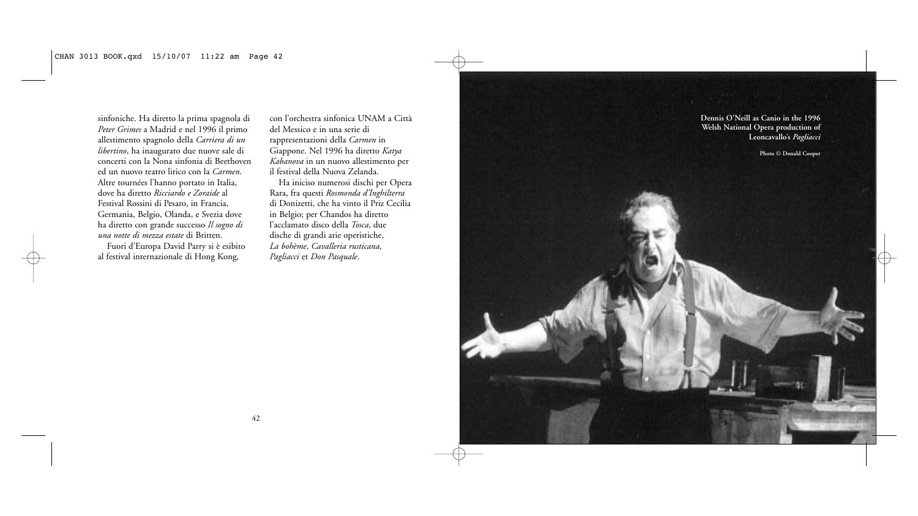sinfoniche. Ha diretto la prima spagnola di *Peter Grimes* a Madrid e nel 1996 il primo allestimento spagnolo della *Carriera di un libertino*, ha inaugurato due nuove sale di concerti con la Nona sinfonia di Beethoven ed un nuovo teatro lirico con la *Carmen*. Altre tournées l'hanno portato in Italia, dove ha diretto *Ricciardo e Zoraide* al Festival Rossini di Pesaro, in Francia, Germania, Belgio, Olanda, e Svezia dove ha diretto con grande successo *Il sogno di una notte di mezza estate* di Britten.

Fuori d'Europa David Parry si è esibito al festival internazionale di Hong Kong, con l'orchestra sinfonica UNAM a Città del Messico e in una serie di rappresentazioni della *Carmen* in Giappone. Nel 1996 ha diretto *Katya Kabanova* in un nuovo allestimento per il festival della Nuova Zelanda.

Ha iniciso numerosi dischi per Opera Rara, fra questi *Rosmonda d'Inghilterra* di Donizetti, che ha vinto il Priz Cecilia in Belgio; per Chandos ha diretto l'acclamato disco della *Tosca*, due dische di grandi arie operistiche, *La bohème*, *Cavalleria rusticana, Pagliacci* et *Don Pasquale*.

**Dennis O'Neill as Canio in the 1996 Welsh National Opera production of Leoncavallo's *Pagliacci***

**Photo © Donald Cooper**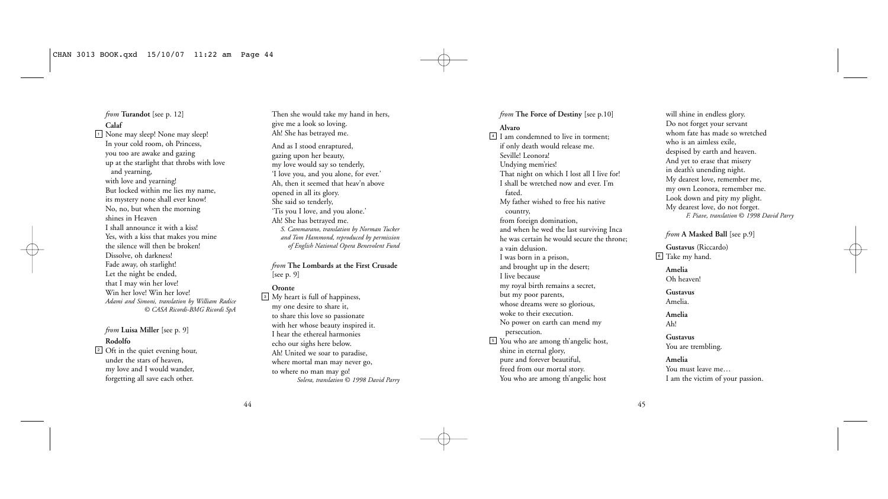*from* **Turandot** [see p. 12]

**Calaf**

1 None may sleep! None may sleep!
In your cold room, oh Princess,
you too are awake and gazing
up at the starlight that throbs with love
and yearning,
with love and yearning!
But locked within me lies my name,
its mystery none shall ever know!
No, no, but when the morning
shines in Heaven
I shall announce it with a kiss!
Yes, with a kiss that makes you mine
the silence will then be broken!
Dissolve, oh darkness!
Fade away, oh starlight!
Let the night be ended,
that I may win her love!
Win her love! Win her love!

*Adami and Simoni, translation by William Radice*
*© CASA Ricordi-BMG Ricordi SpA*

*from* **Luisa Miller** [see p. 9]

**Rodolfo**

2 Oft in the quiet evening hour,
under the stars of heaven,
my love and I would wander,
forgetting all save each other.
Then she would take my hand in hers,
give me a look so loving.
Ah! She has betrayed me.

And as I stood enraptured,
gazing upon her beauty,
my love would say so tenderly,
'I love you, and you alone, for ever.'
Ah, then it seemed that heav'n above
opened in all its glory.
She said so tenderly,
'Tis you I love, and you alone.'
Ah! She has betrayed me.

*S. Cammarano, translation by Norman Tucker and Tom Hammond, reproduced by permission of English National Opera Benevolent Fund*

*from* **The Lombards at the First Crusade** [see p. 9]

**Oronte**

3 My heart is full of happiness,
my one desire to share it,
to share this love so passionate
with her whose beauty inspired it.
I hear the ethereal harmonies
echo our sighs here below.
Ah! United we soar to paradise,
where mortal man may never go,
to where no man may go!

*Solera, translation © 1998 David Parry*

*from* **The Force of Destiny** [see p.10]

**Alvaro**

4 I am condemned to live in torment;
if only death would release me.
Seville! Leonora!
Undying mem'ries!
That night on which I lost all I live for!
I shall be wretched now and ever. I'm
fated.
My father wished to free his native
country,
from foreign domination,
and when he wed the last surviving Inca
he was certain he would secure the throne;
a vain delusion.
I was born in a prison,
and brought up in the desert;
I live because
my royal birth remains a secret,
but my poor parents,
whose dreams were so glorious,
woke to their execution.
No power on earth can mend my
persecution.

5 You who are among th'angelic host,
shine in eternal glory,
pure and forever beautiful,
freed from our mortal story.
You who are among th'angelic host
will shine in endless glory.
Do not forget your servant
whom fate has made so wretched
who is an aimless exile,
despised by earth and heaven.
And yet to erase that misery
in death's unending night.
My dearest love, remember me,
my own Leonora, remember me.
Look down and pity my plight.
My dearest love, do not forget.

*F. Piave, translation © 1998 David Parry*

*from* **A Masked Ball** [see p.9]

**Gustavus** (Riccardo)

6 Take my hand.

**Amelia**
Oh heaven!

**Gustavus**
Amelia.

**Amelia**
Ah!

**Gustavus**
You are trembling.

**Amelia**
You must leave me…
I am the victim of your passion.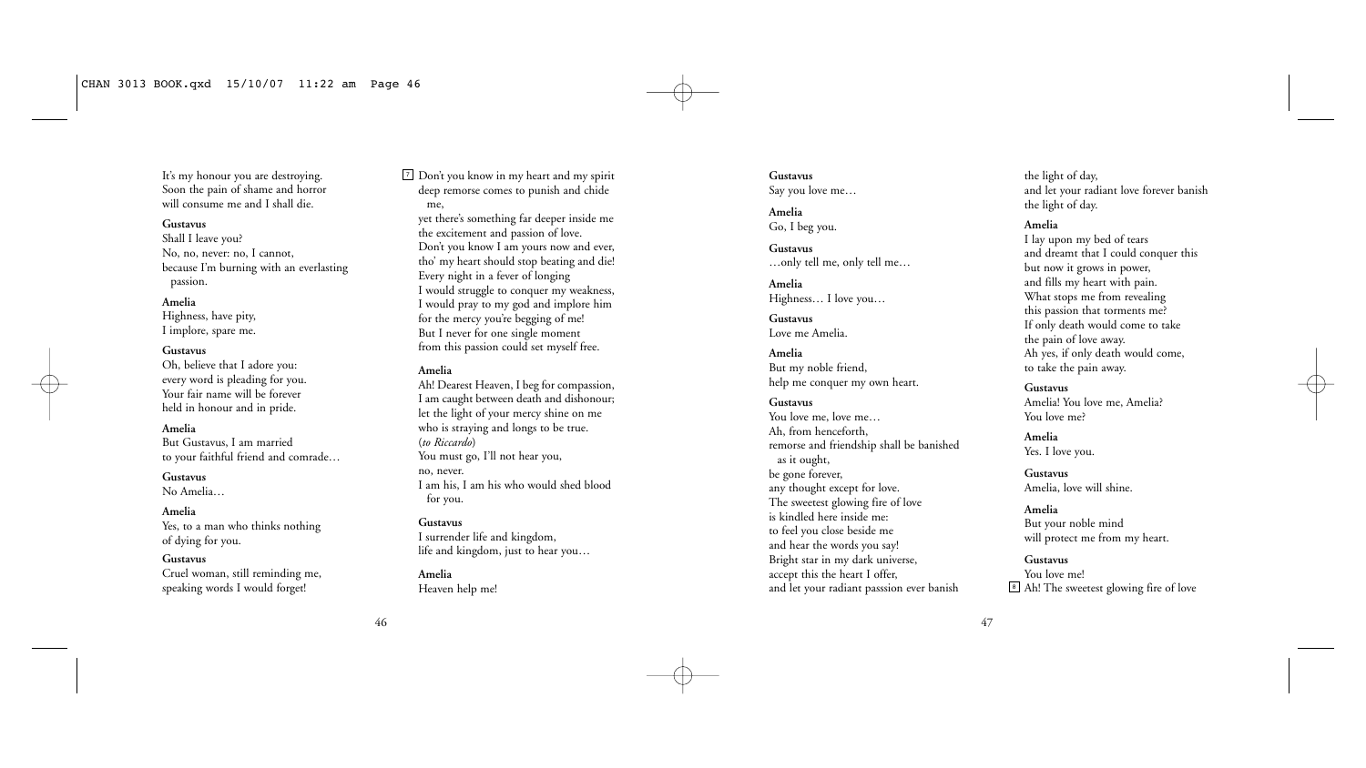It's my honour you are destroying.
Soon the pain of shame and horror
will consume me and I shall die.

**Gustavus**
Shall I leave you?
No, no, never: no, I cannot,
because I'm burning with an everlasting passion.

**Amelia**
Highness, have pity,
I implore, spare me.

**Gustavus**
Oh, believe that I adore you:
every word is pleading for you.
Your fair name will be forever
held in honour and in pride.

**Amelia**
But Gustavus, I am married
to your faithful friend and comrade…

**Gustavus**
No Amelia…

**Amelia**
Yes, to a man who thinks nothing
of dying for you.

**Gustavus**
Cruel woman, still reminding me,
speaking words I would forget!

[7] Don't you know in my heart and my spirit
deep remorse comes to punish and chide me,
yet there's something far deeper inside me
the excitement and passion of love.
Don't you know I am yours now and ever,
tho' my heart should stop beating and die!
Every night in a fever of longing
I would struggle to conquer my weakness,
I would pray to my god and implore him
for the mercy you're begging of me!
But I never for one single moment
from this passion could set myself free.

**Amelia**
Ah! Dearest Heaven, I beg for compassion,
I am caught between death and dishonour;
let the light of your mercy shine on me
who is straying and longs to be true.
(*to Riccardo*)
You must go, I'll not hear you,
no, never.
I am his, I am his who would shed blood for you.

**Gustavus**
I surrender life and kingdom,
life and kingdom, just to hear you…

**Amelia**
Heaven help me!

**Gustavus**
Say you love me…

**Amelia**
Go, I beg you.

**Gustavus**
…only tell me, only tell me…

**Amelia**
Highness… I love you…

**Gustavus**
Love me Amelia.

**Amelia**
But my noble friend,
help me conquer my own heart.

**Gustavus**
You love me, love me…
Ah, from henceforth,
remorse and friendship shall be banished as it ought,
be gone forever,
any thought except for love.
The sweetest glowing fire of love
is kindled here inside me:
to feel you close beside me
and hear the words you say!
Bright star in my dark universe,
accept this the heart I offer,
and let your radiant passsion ever banish
the light of day,
and let your radiant love forever banish
the light of day.

**Amelia**
I lay upon my bed of tears
and dreamt that I could conquer this
but now it grows in power,
and fills my heart with pain.
What stops me from revealing
this passion that torments me?
If only death would come to take
the pain of love away.
Ah yes, if only death would come,
to take the pain away.

**Gustavus**
Amelia! You love me, Amelia?
You love me?

**Amelia**
Yes. I love you.

**Gustavus**
Amelia, love will shine.

**Amelia**
But your noble mind
will protect me from my heart.

**Gustavus**
You love me!
[8] Ah! The sweetest glowing fire of love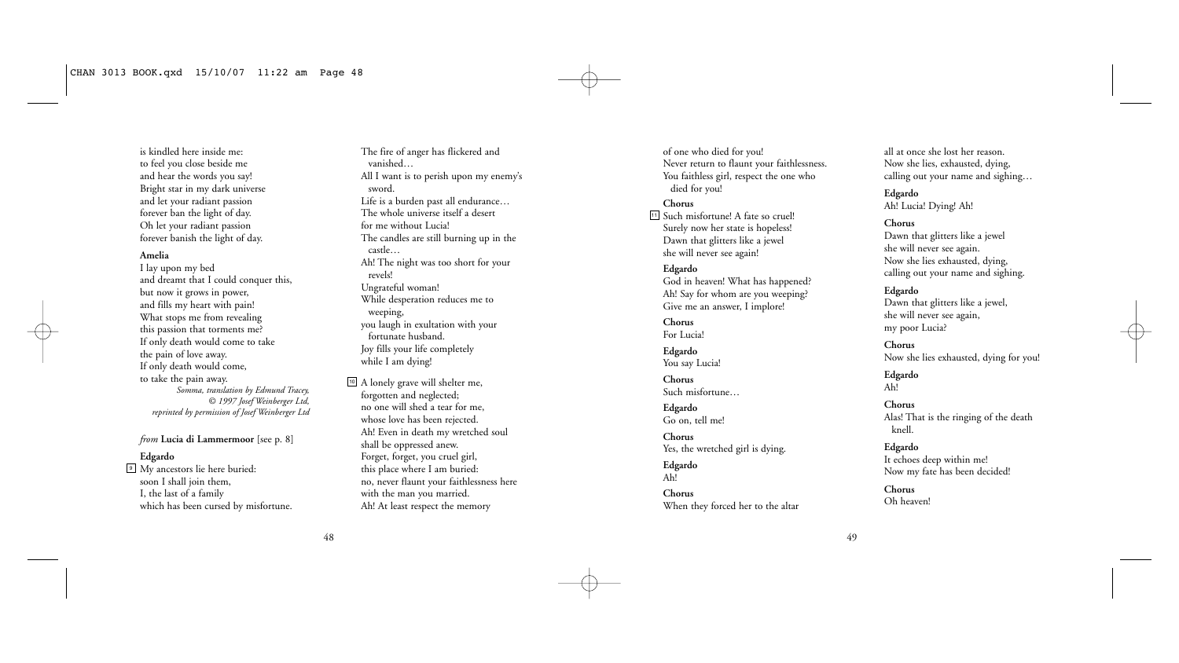is kindled here inside me:
to feel you close beside me
and hear the words you say!
Bright star in my dark universe
and let your radiant passion
forever ban the light of day.
Oh let your radiant passion
forever banish the light of day.

**Amelia**

I lay upon my bed
and dreamt that I could conquer this,
but now it grows in power,
and fills my heart with pain!
What stops me from revealing
this passion that torments me?
If only death would come to take
the pain of love away.
If only death would come,
to take the pain away.

*Somma, translation by Edmund Tracey,*
*© 1997 Josef Weinberger Ltd,*
*reprinted by permission of Josef Weinberger Ltd*

*from* **Lucia di Lammermoor** [see p. 8]

**Edgardo**

[9] My ancestors lie here buried:
soon I shall join them,
I, the last of a family
which has been cursed by misfortune.
The fire of anger has flickered and vanished…
All I want is to perish upon my enemy's sword.
Life is a burden past all endurance…
The whole universe itself a desert
for me without Lucia!
The candles are still burning up in the castle…
Ah! The night was too short for your revels!
Ungrateful woman!
While desperation reduces me to weeping,
you laugh in exultation with your fortunate husband.
Joy fills your life completely
while I am dying!

[10] A lonely grave will shelter me,
forgotten and neglected;
no one will shed a tear for me,
whose love has been rejected.
Ah! Even in death my wretched soul
shall be oppressed anew.
Forget, forget, you cruel girl,
this place where I am buried:
no, never flaunt your faithlessness here
with the man you married.
Ah! At least respect the memory
of one who died for you!
Never return to flaunt your faithlessness.
You faithless girl, respect the one who died for you!

**Chorus**

[11] Such misfortune! A fate so cruel!
Surely now her state is hopeless!
Dawn that glitters like a jewel
she will never see again!

**Edgardo**

God in heaven! What has happened?
Ah! Say for whom are you weeping?
Give me an answer, I implore!

**Chorus**

For Lucia!

**Edgardo**

You say Lucia!

**Chorus**

Such misfortune…

**Edgardo**

Go on, tell me!

**Chorus**

Yes, the wretched girl is dying.

**Edgardo**

Ah!

**Chorus**

When they forced her to the altar
all at once she lost her reason.
Now she lies, exhausted, dying,
calling out your name and sighing…

**Edgardo**

Ah! Lucia! Dying! Ah!

**Chorus**

Dawn that glitters like a jewel
she will never see again.
Now she lies exhausted, dying,
calling out your name and sighing.

**Edgardo**

Dawn that glitters like a jewel,
she will never see again,
my poor Lucia?

**Chorus**

Now she lies exhausted, dying for you!

**Edgardo**

Ah!

**Chorus**

Alas! That is the ringing of the death knell.

**Edgardo**

It echoes deep within me!
Now my fate has been decided!

**Chorus**

Oh heaven!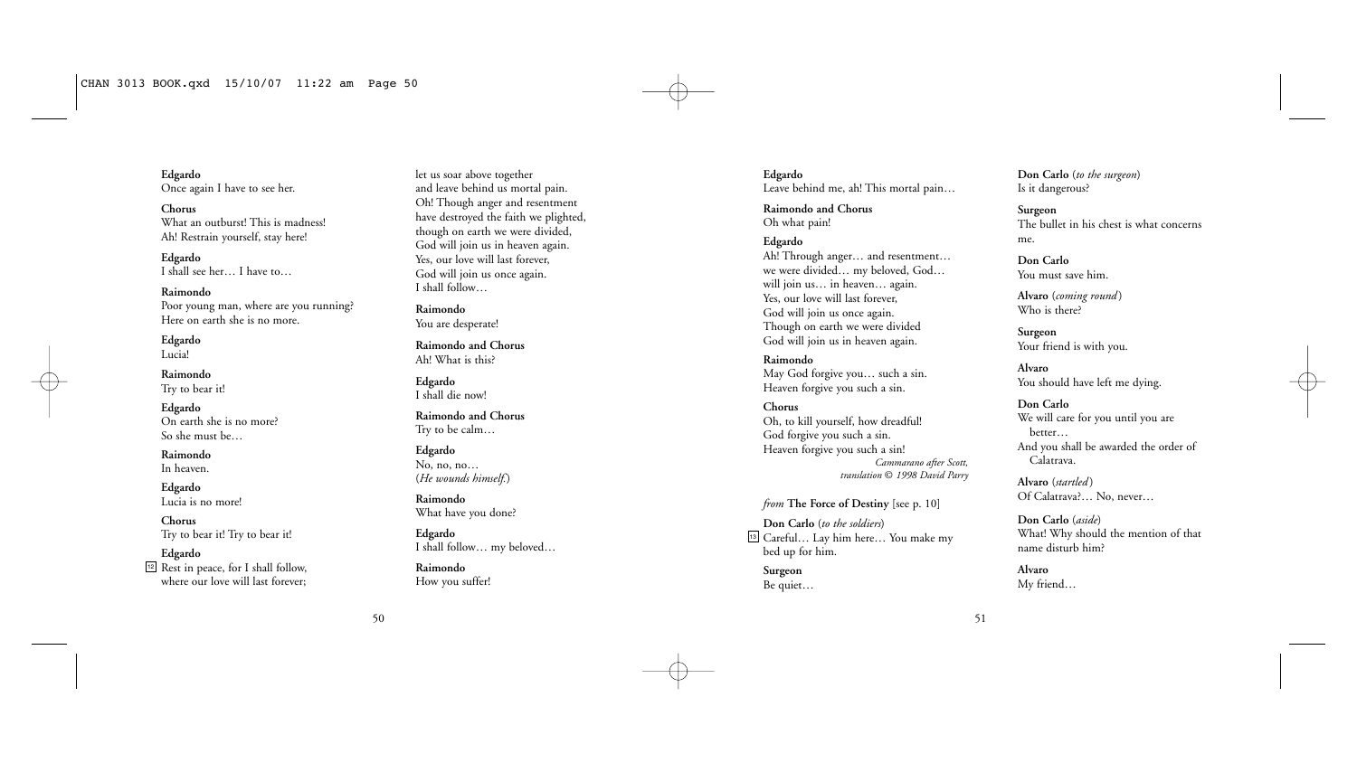**Edgardo**
Once again I have to see her.

**Chorus**
What an outburst! This is madness!
Ah! Restrain yourself, stay here!

**Edgardo**
I shall see her… I have to…

**Raimondo**
Poor young man, where are you running?
Here on earth she is no more.

**Edgardo**
Lucia!

**Raimondo**
Try to bear it!

**Edgardo**
On earth she is no more?
So she must be…

**Raimondo**
In heaven.

**Edgardo**
Lucia is no more!

**Chorus**
Try to bear it! Try to bear it!

**Edgardo**
[12] Rest in peace, for I shall follow,
where our love will last forever;
let us soar above together
and leave behind us mortal pain.
Oh! Though anger and resentment
have destroyed the faith we plighted,
though on earth we were divided,
God will join us in heaven again.
Yes, our love will last forever,
God will join us once again.
I shall follow…

**Raimondo**
You are desperate!

**Raimondo and Chorus**
Ah! What is this?

**Edgardo**
I shall die now!

**Raimondo and Chorus**
Try to be calm…

**Edgardo**
No, no, no…
(*He wounds himself.*)

**Raimondo**
What have you done?

**Edgardo**
I shall follow… my beloved…

**Raimondo**
How you suffer!

**Edgardo**
Leave behind me, ah! This mortal pain…

**Raimondo and Chorus**
Oh what pain!

**Edgardo**
Ah! Through anger… and resentment…
we were divided… my beloved, God…
will join us… in heaven… again.
Yes, our love will last forever,
God will join us once again.
Though on earth we were divided
God will join us in heaven again.

**Raimondo**
May God forgive you… such a sin.
Heaven forgive you such a sin.

**Chorus**
Oh, to kill yourself, how dreadful!
God forgive you such a sin.
Heaven forgive you such a sin!

*Cammarano after Scott,*
*translation © 1998 David Parry*

*from* **The Force of Destiny** [see p. 10]

**Don Carlo** (*to the soldiers*)
[13] Careful… Lay him here… You make my bed up for him.

**Surgeon**
Be quiet…

**Don Carlo** (*to the surgeon*)
Is it dangerous?

**Surgeon**
The bullet in his chest is what concerns me.

**Don Carlo**
You must save him.

**Alvaro** (*coming round*)
Who is there?

**Surgeon**
Your friend is with you.

**Alvaro**
You should have left me dying.

**Don Carlo**
We will care for you until you are better…
And you shall be awarded the order of Calatrava.

**Alvaro** (*startled*)
Of Calatrava?… No, never…

**Don Carlo** (*aside*)
What! Why should the mention of that name disturb him?

**Alvaro**
My friend…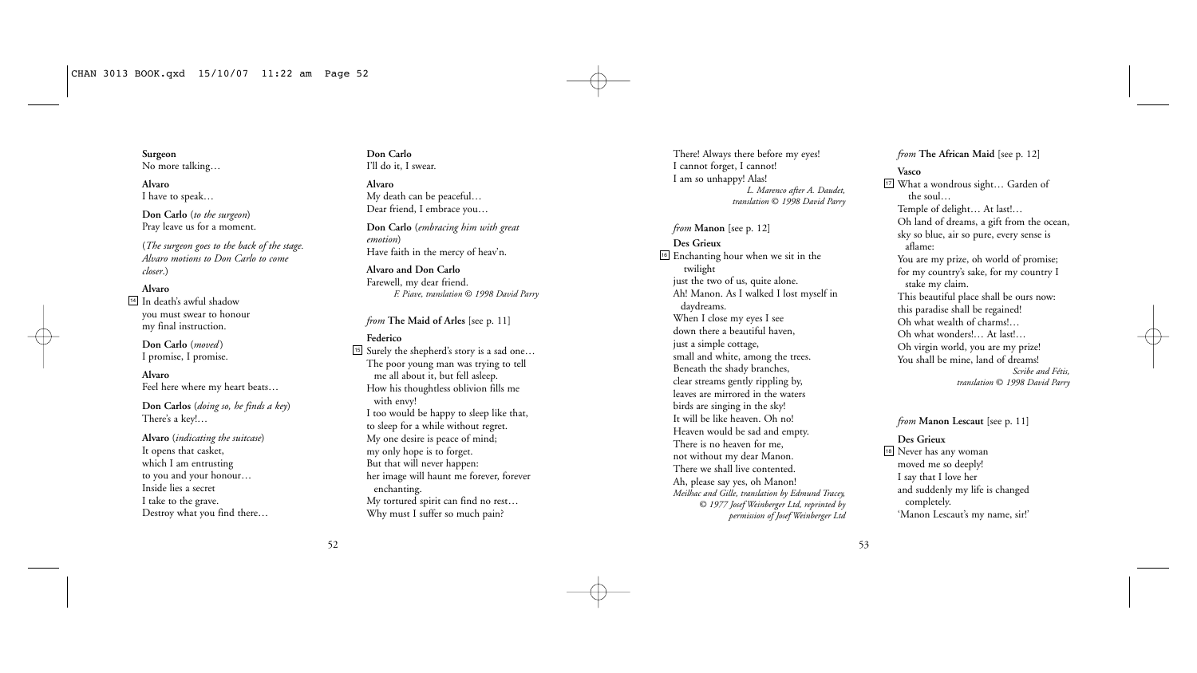**Surgeon**
No more talking…

**Alvaro**
I have to speak…

**Don Carlo** (*to the surgeon*)
Pray leave us for a moment.

(*The surgeon goes to the back of the stage. Alvaro motions to Don Carlo to come closer.*)

**Alvaro**
[14] In death's awful shadow
you must swear to honour
my final instruction.

**Don Carlo** (*moved*)
I promise, I promise.

**Alvaro**
Feel here where my heart beats…

**Don Carlos** (*doing so, he finds a key*)
There's a key!…

**Alvaro** (*indicating the suitcase*)
It opens that casket,
which I am entrusting
to you and your honour…
Inside lies a secret
I take to the grave.
Destroy what you find there…

**Don Carlo**
I'll do it, I swear.

**Alvaro**
My death can be peaceful…
Dear friend, I embrace you…

**Don Carlo** (*embracing him with great emotion*)
Have faith in the mercy of heav'n.

**Alvaro and Don Carlo**
Farewell, my dear friend.

*F. Piave, translation © 1998 David Parry*

*from* **The Maid of Arles** [see p. 11]

**Federico**
[15] Surely the shepherd's story is a sad one…
The poor young man was trying to tell
me all about it, but fell asleep.
How his thoughtless oblivion fills me
with envy!
I too would be happy to sleep like that,
to sleep for a while without regret.
My one desire is peace of mind;
my only hope is to forget.
But that will never happen:
her image will haunt me forever, forever
enchanting.
My tortured spirit can find no rest…
Why must I suffer so much pain?
There! Always there before my eyes!
I cannot forget, I cannot!
I am so unhappy! Alas!

*L. Marenco after A. Daudet, translation © 1998 David Parry*

*from* **Manon** [see p. 12]

**Des Grieux**
[16] Enchanting hour when we sit in the
twilight
just the two of us, quite alone.
Ah! Manon. As I walked I lost myself in
daydreams.
When I close my eyes I see
down there a beautiful haven,
just a simple cottage,
small and white, among the trees.
Beneath the shady branches,
clear streams gently rippling by,
leaves are mirrored in the waters
birds are singing in the sky!
It will be like heaven. Oh no!
Heaven would be sad and empty.
There is no heaven for me,
not without my dear Manon.
There we shall live contented.
Ah, please say yes, oh Manon!

*Meilhac and Gille, translation by Edmund Tracey, © 1977 Josef Weinberger Ltd, reprinted by permission of Josef Weinberger Ltd*

*from* **The African Maid** [see p. 12]

**Vasco**
[17] What a wondrous sight… Garden of
the soul…
Temple of delight… At last!…
Oh land of dreams, a gift from the ocean,
sky so blue, air so pure, every sense is
aflame:
You are my prize, oh world of promise;
for my country's sake, for my country I
stake my claim.
This beautiful place shall be ours now:
this paradise shall be regained!
Oh what wealth of charms!…
Oh what wonders!… At last!…
Oh virgin world, you are my prize!
You shall be mine, land of dreams!

*Scribe and Fétis, translation © 1998 David Parry*

*from* **Manon Lescaut** [see p. 11]

**Des Grieux**
[18] Never has any woman
moved me so deeply!
I say that I love her
and suddenly my life is changed
completely.
'Manon Lescaut's my name, sir!'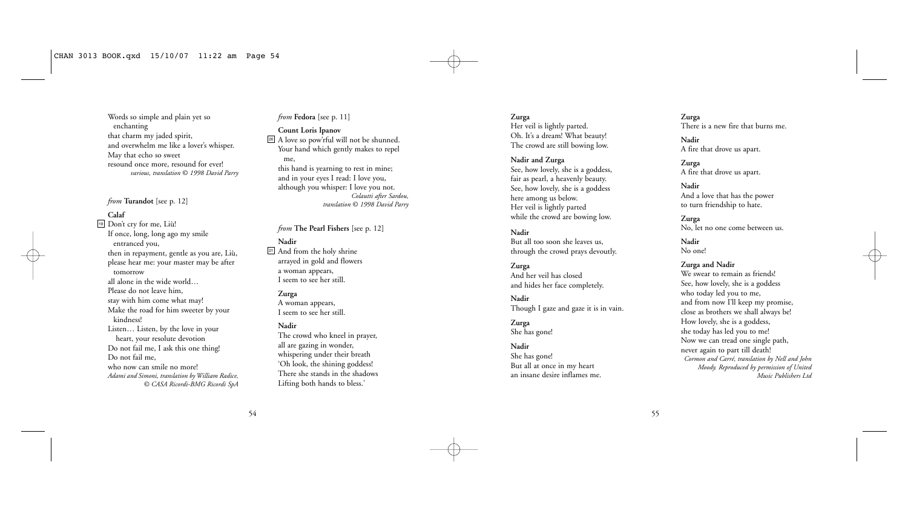Words so simple and plain yet so enchanting
that charm my jaded spirit,
and overwhelm me like a lover's whisper.
May that echo so sweet
resound once more, resound for ever!

*various, translation © 1998 David Parry*

*from* **Turandot** [see p. 12]

**Calaf**

19 Don't cry for me, Liù!
If once, long, long ago my smile entranced you,
then in repayment, gentle as you are, Liù,
please hear me: your master may be after tomorrow
all alone in the wide world…
Please do not leave him,
stay with him come what may!
Make the road for him sweeter by your kindness!
Listen… Listen, by the love in your heart, your resolute devotion
Do not fail me, I ask this one thing!
Do not fail me,
who now can smile no more!

*Adami and Simoni, translation by William Radice, © CASA Ricordi-BMG Ricordi SpA*

*from* **Fedora** [see p. 11]

**Count Loris Ipanov**

20 A love so pow'rful will not be shunned.
Your hand which gently makes to repel me,
this hand is yearning to rest in mine;
and in your eyes I read: I love you,
although you whisper: I love you not.

*Colautti after Sardou, translation © 1998 David Parry*

*from* **The Pearl Fishers** [see p. 12]

**Nadir**

21 And from the holy shrine
arrayed in gold and flowers
a woman appears,
I seem to see her still.

**Zurga**

A woman appears,
I seem to see her still.

**Nadir**

The crowd who kneel in prayer,
all are gazing in wonder,
whispering under their breath
'Oh look, the shining goddess!
There she stands in the shadows
Lifting both hands to bless.'

**Zurga**

Her veil is lightly parted.
Oh. It's a dream! What beauty!
The crowd are still bowing low.

**Nadir and Zurga**

See, how lovely, she is a goddess,
fair as pearl, a heavenly beauty.
See, how lovely, she is a goddess
here among us below.
Her veil is lightly parted
while the crowd are bowing low.

**Nadir**

But all too soon she leaves us,
through the crowd prays devoutly.

**Zurga**

And her veil has closed
and hides her face completely.

**Nadir**

Though I gaze and gaze it is in vain.

**Zurga**

She has gone!

**Nadir**

She has gone!
But all at once in my heart
an insane desire inflames me.

**Zurga**

There is a new fire that burns me.

**Nadir**

A fire that drove us apart.

**Zurga**

A fire that drove us apart.

**Nadir**

And a love that has the power
to turn friendship to hate.

**Zurga**

No, let no one come between us.

**Nadir**

No one!

**Zurga and Nadir**

We swear to remain as friends!
See, how lovely, she is a goddess
who today led you to me,
and from now I'll keep my promise,
close as brothers we shall always be!
How lovely, she is a goddess,
she today has led you to me!
Now we can tread one single path,
never again to part till death!

*Cormon and Carré, translation by Nell and John Moody. Reproduced by permission of United Music Publishers Ltd*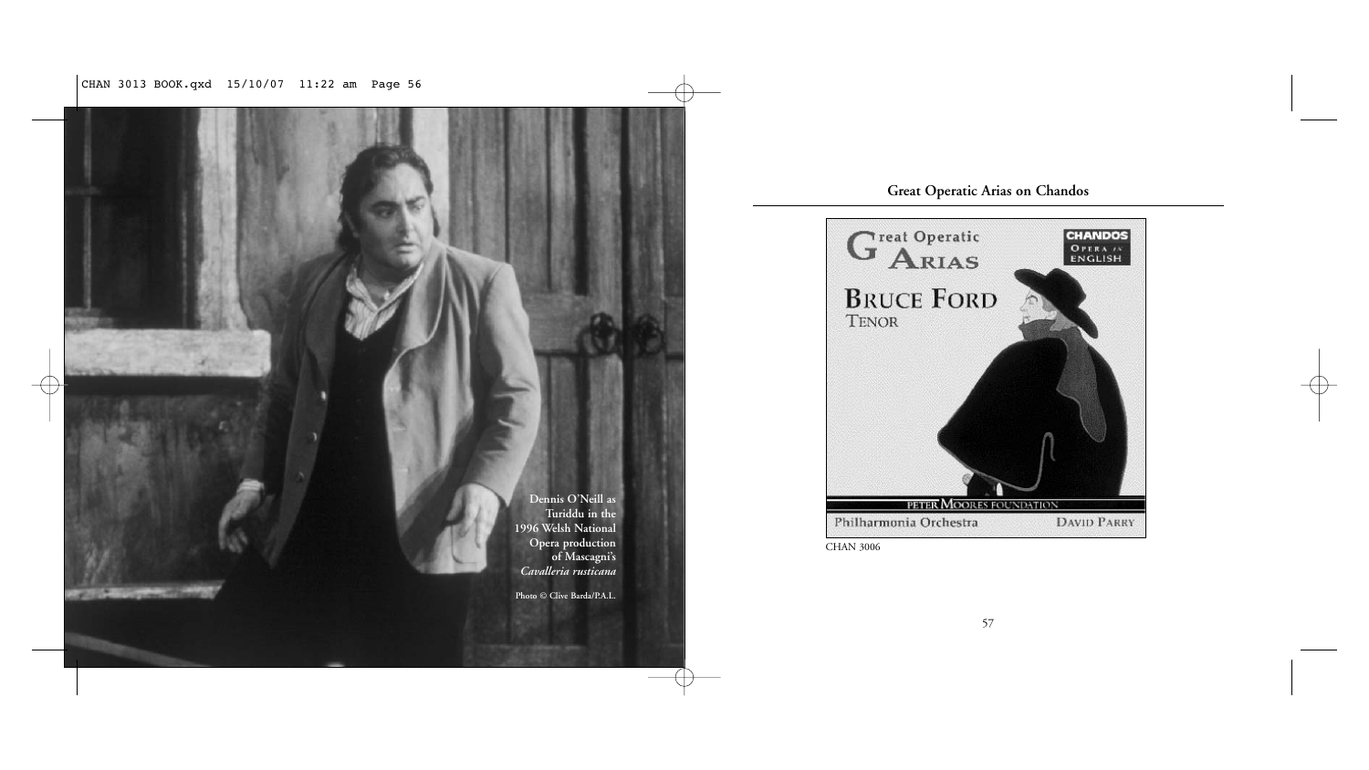Dennis O'Neill as Turiddu in the 1996 Welsh National Opera production of Mascagni's *Cavalleria rusticana*

Photo © Clive Barda/P.A.L.

## Great Operatic Arias on Chandos

Great Operatic Arias

CHANDOS OPERA IN ENGLISH

BRUCE FORD

TENOR

PETER MOORES FOUNDATION

Philharmonia Orchestra

DAVID PARRY

CHAN 3006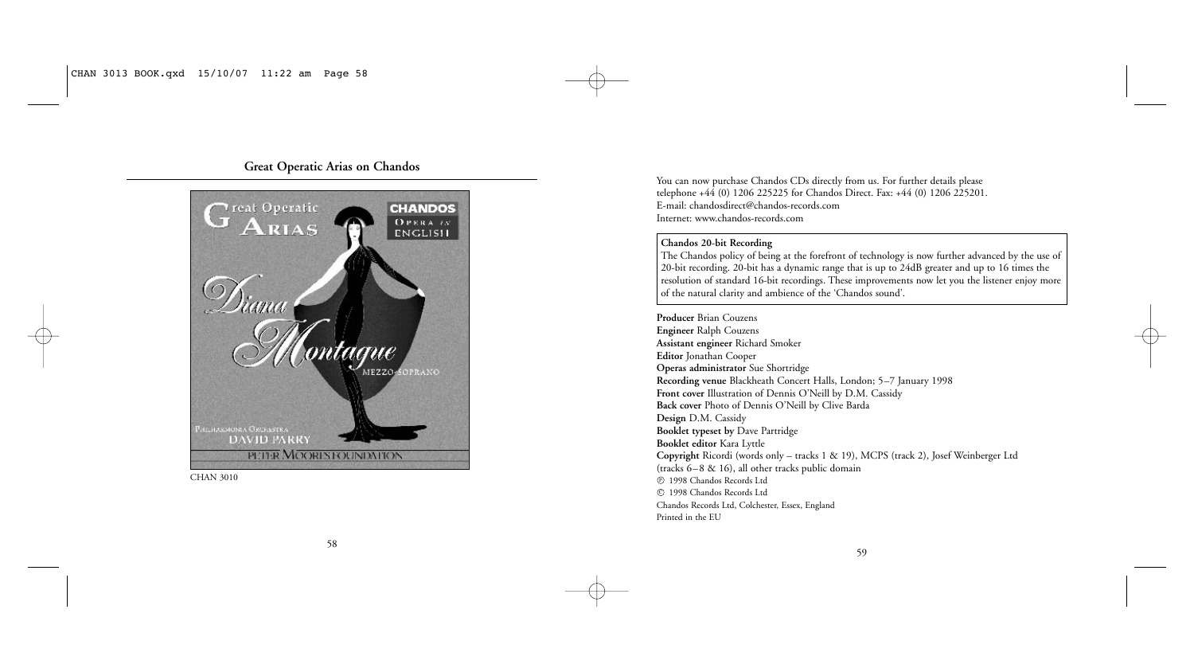## Great Operatic Arias on Chandos

CHAN 3010

You can now purchase Chandos CDs directly from us. For further details please telephone +44 (0) 1206 225225 for Chandos Direct. Fax: +44 (0) 1206 225201.
E-mail: chandosdirect@chandos-records.com
Internet: www.chandos-records.com

**Chandos 20-bit Recording**
The Chandos policy of being at the forefront of technology is now further advanced by the use of 20-bit recording. 20-bit has a dynamic range that is up to 24dB greater and up to 16 times the resolution of standard 16-bit recordings. These improvements now let you the listener enjoy more of the natural clarity and ambience of the 'Chandos sound'.

**Producer** Brian Couzens
**Engineer** Ralph Couzens
**Assistant engineer** Richard Smoker
**Editor** Jonathan Cooper
**Operas administrator** Sue Shortridge
**Recording venue** Blackheath Concert Halls, London; 5–7 January 1998
**Front cover** Illustration of Dennis O'Neill by D.M. Cassidy
**Back cover** Photo of Dennis O'Neill by Clive Barda
**Design** D.M. Cassidy
**Booklet typeset by** Dave Partridge
**Booklet editor** Kara Lyttle
**Copyright** Ricordi (words only – tracks 1 & 19), MCPS (track 2), Josef Weinberger Ltd (tracks 6–8 & 16), all other tracks public domain
℗ 1998 Chandos Records Ltd
© 1998 Chandos Records Ltd
Chandos Records Ltd, Colchester, Essex, England
Printed in the EU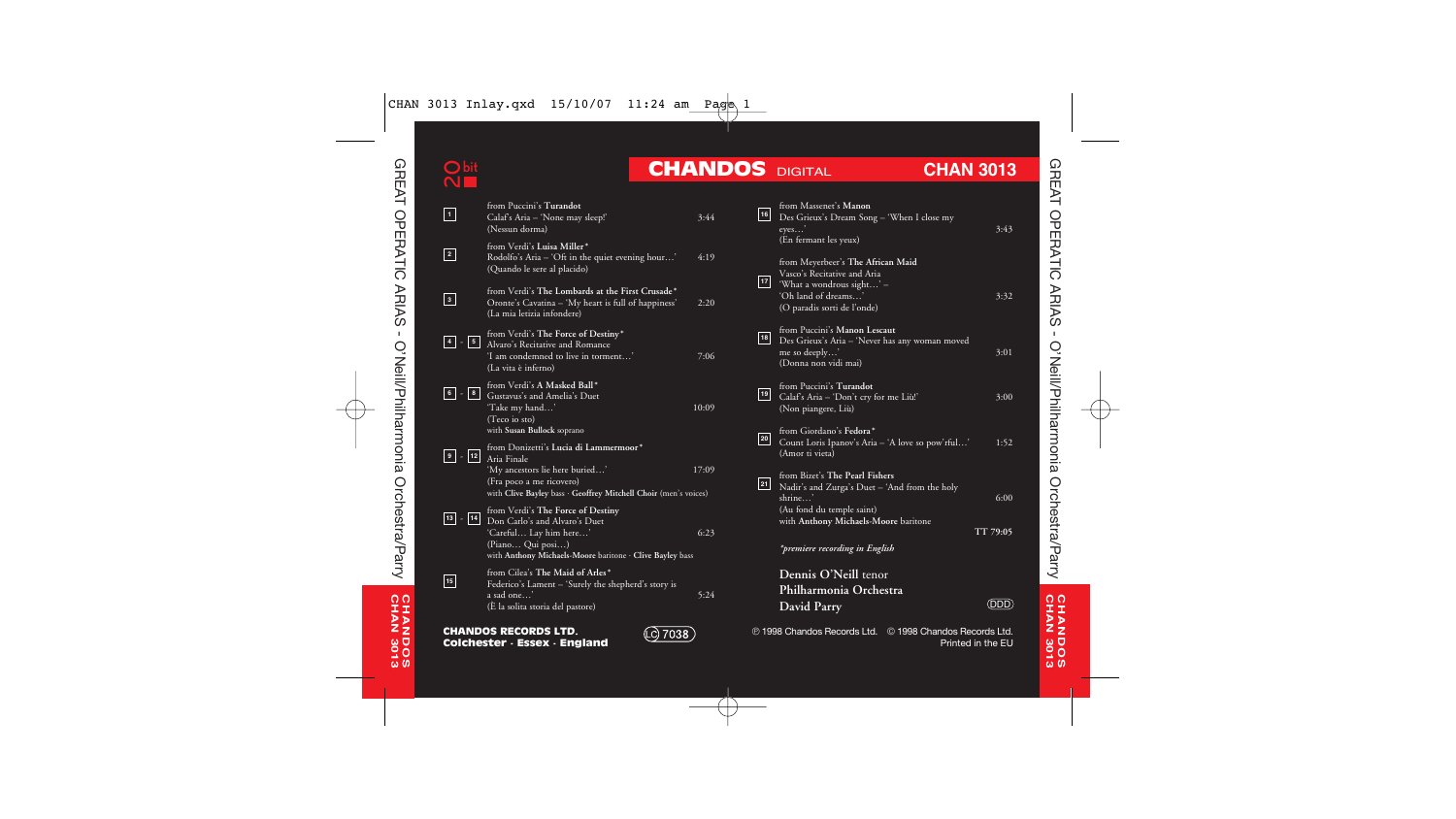20 bit

**CHANDOS** DIGITAL **CHAN 3013**

GREAT OPERATIC ARIAS - O'Neill/Philharmonia Orchestra/Parry

[1] from Puccini's **Turandot**
Calaf's Aria – 'None may sleep!'
(Nessun dorma) — 3:44

[2] from Verdi's **Luisa Miller***
Rodolfo's Aria – 'Oft in the quiet evening hour…'
(Quando le sere al placido) — 4:19

[3] from Verdi's **The Lombards at the First Crusade***
Oronte's Cavatina – 'My heart is full of happiness'
(La mia letizia infondere) — 2:20

[4] - [5] from Verdi's **The Force of Destiny***
Alvaro's Recitative and Romance
'I am condemned to live in torment…'
(La vita è inferno) — 7:06

[6] - [8] from Verdi's **A Masked Ball***
Gustavus's and Amelia's Duet
'Take my hand…'
(Teco io sto)
with **Susan Bullock** soprano — 10:09

[9] - [12] from Donizetti's **Lucia di Lammermoor***
Aria Finale
'My ancestors lie here buried…'
(Fra poco a me ricovero)
with **Clive Bayley** bass · **Geoffrey Mitchell Choir** (men's voices) — 17:09

[13] - [14] from Verdi's **The Force of Destiny**
Don Carlo's and Alvaro's Duet
'Careful… Lay him here…'
(Piano… Qui posi…)
with **Anthony Michaels-Moore** baritone · **Clive Bayley** bass — 6:23

[15] from Cilea's **The Maid of Arles***
Federico's Lament – 'Surely the shepherd's story is a sad one…'
(È la solita storia del pastore) — 5:24

[16] from Massenet's **Manon**
Des Grieux's Dream Song – 'When I close my eyes…'
(En fermant les yeux) — 3:43

[17] from Meyerbeer's **The African Maid**
Vasco's Recitative and Aria
'What a wondrous sight…' –
'Oh land of dreams…'
(O paradis sorti de l'onde) — 3:32

[18] from Puccini's **Manon Lescaut**
Des Grieux's Aria – 'Never has any woman moved me so deeply…'
(Donna non vidi mai) — 3:01

[19] from Puccini's **Turandot**
Calaf's Aria – 'Don't cry for me Liù!'
(Non piangere, Liù) — 3:00

[20] from Giordano's **Fedora***
Count Loris Ipanov's Aria – 'A love so pow'rful…'
(Amor ti vieta) — 1:52

[21] from Bizet's **The Pearl Fishers**
Nadir's and Zurga's Duet – 'And from the holy shrine…'
(Au fond du temple saint)
with **Anthony Michaels-Moore** baritone — 6:00

TT 79:05

*\*premiere recording in English*

**Dennis O'Neill** tenor
**Philharmonia Orchestra**
**David Parry**

DDD

**CHANDOS RECORDS LTD.**
**Colchester . Essex . England**

LC 7038

℗ 1998 Chandos Records Ltd. © 1998 Chandos Records Ltd.
Printed in the EU

CHANDOS CHAN 3013